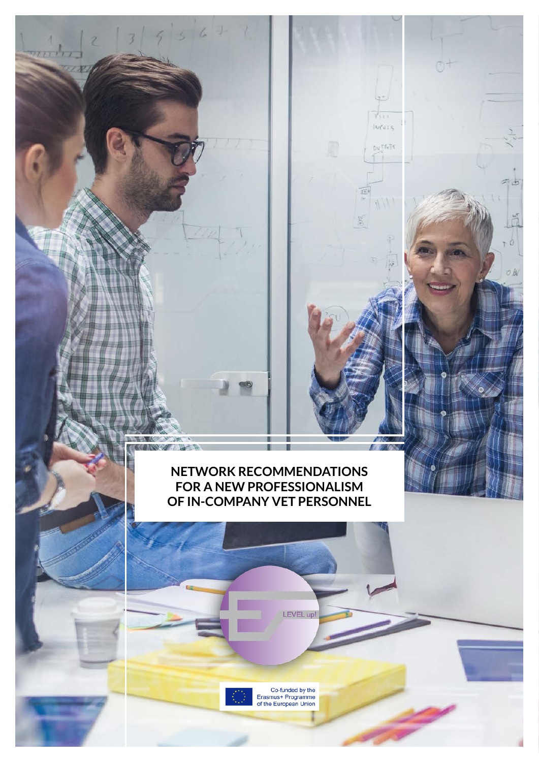# NETWORK RECOMMENDATIONS FOR A NEW PROFESSIONALISM OF IN-COMPANY VET PERSONNEL

LEVEL up!

Co-funded by the Erasmus+ Programme of the European Union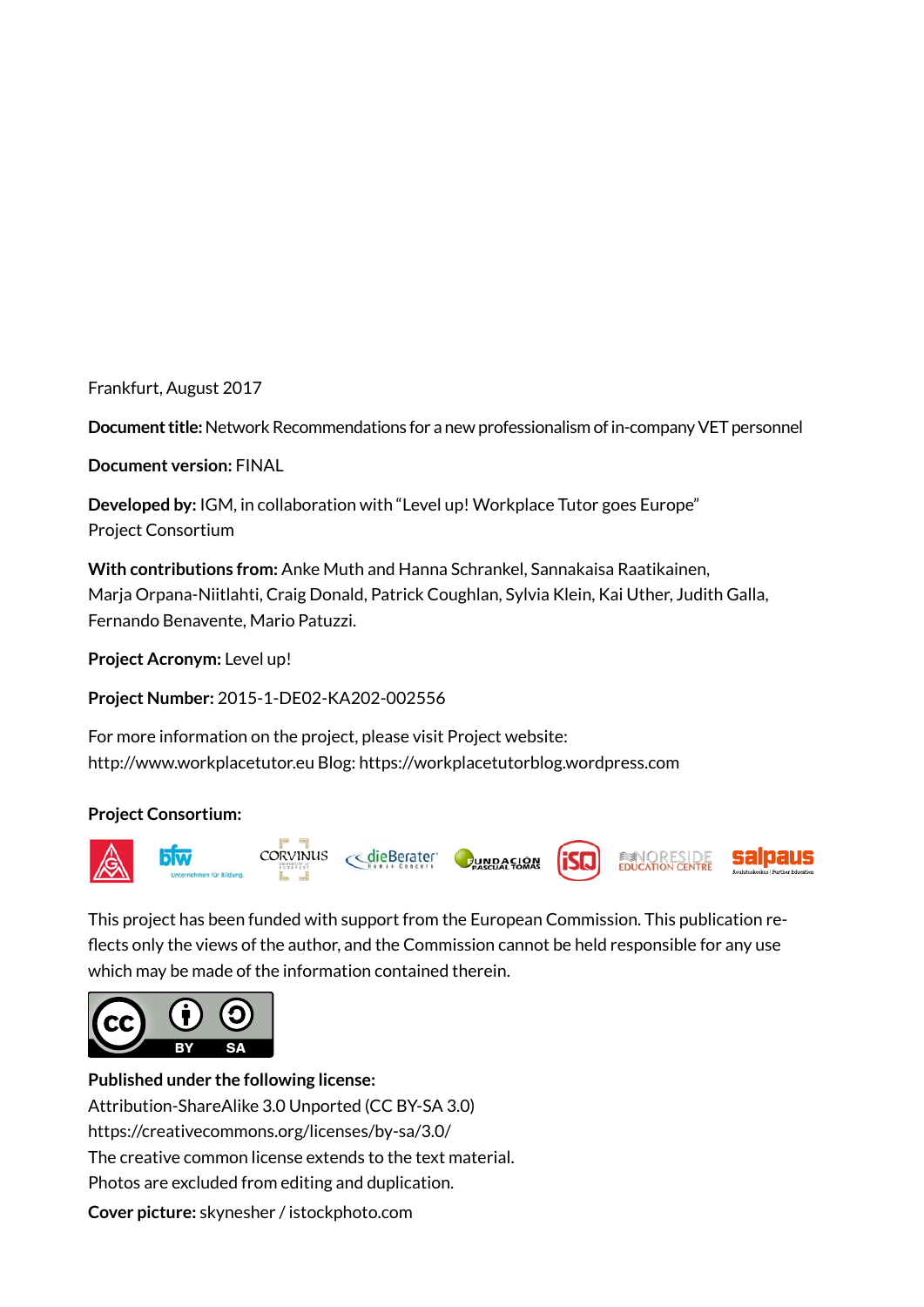Frankfurt, August 2017

**Document title:** Network Recommendations for a new professionalism of in-company VET personnel

**Document version:** FINAL

**Developed by:** IGM, in collaboration with "Level up! Workplace Tutor goes Europe" Project Consortium

**With contributions from:** Anke Muth and Hanna Schrankel, Sannakaisa Raatikainen, Marja Orpana-Niitlahti, Craig Donald, Patrick Coughlan, Sylvia Klein, Kai Uther, Judith Galla, Fernando Benavente, Mario Patuzzi.

**Project Acronym:** Level up!

**Project Number:** 2015-1-DE02-KA202-002556

For more information on the project, please visit Project website: http://www.workplacetutor.eu Blog: https://workplacetutorblog.wordpress.com

**Project Consortium:**

This project has been funded with support from the European Commission. This publication reflects only the views of the author, and the Commission cannot be held responsible for any use which may be made of the information contained therein.

**Published under the following license:**
Attribution-ShareAlike 3.0 Unported (CC BY-SA 3.0)
https://creativecommons.org/licenses/by-sa/3.0/
The creative common license extends to the text material.
Photos are excluded from editing and duplication.

**Cover picture:** skynesher / istockphoto.com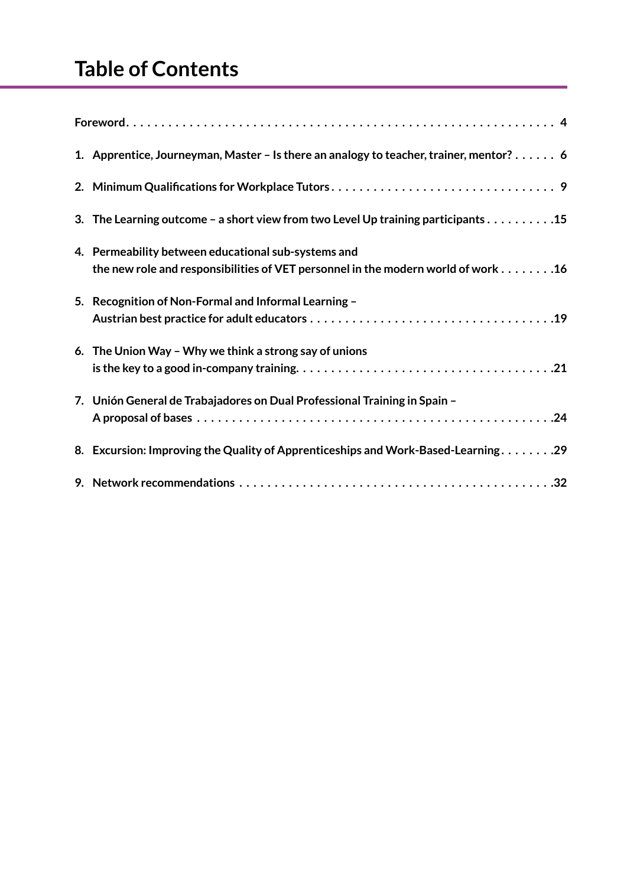# Table of Contents

**Foreword** . . . . . . . . . . . . . . . . . . . . . . . . . . . . . . . . . . . . . . . . . . . . . . . . . . . . . . . . . . . . 4

**1. Apprentice, Journeyman, Master – Is there an analogy to teacher, trainer, mentor?** . . . . . . 6

**2. Minimum Qualifications for Workplace Tutors** . . . . . . . . . . . . . . . . . . . . . . . . . . . . . . . . 9

**3. The Learning outcome – a short view from two Level Up training participants** . . . . . . . . . .15

**4. Permeability between educational sub-systems and the new role and responsibilities of VET personnel in the modern world of work** . . . . . . . .16

**5. Recognition of Non-Formal and Informal Learning – Austrian best practice for adult educators** . . . . . . . . . . . . . . . . . . . . . . . . . . . . . . . . . .19

**6. The Union Way – Why we think a strong say of unions is the key to a good in-company training.** . . . . . . . . . . . . . . . . . . . . . . . . . . . . . . . . . . .21

**7. Unión General de Trabajadores on Dual Professional Training in Spain – A proposal of bases** . . . . . . . . . . . . . . . . . . . . . . . . . . . . . . . . . . . . . . . . . . . . . . . . .24

**8. Excursion: Improving the Quality of Apprenticeships and Work-Based-Learning** . . . . . . . .29

**9. Network recommendations** . . . . . . . . . . . . . . . . . . . . . . . . . . . . . . . . . . . . . . . . . . . .32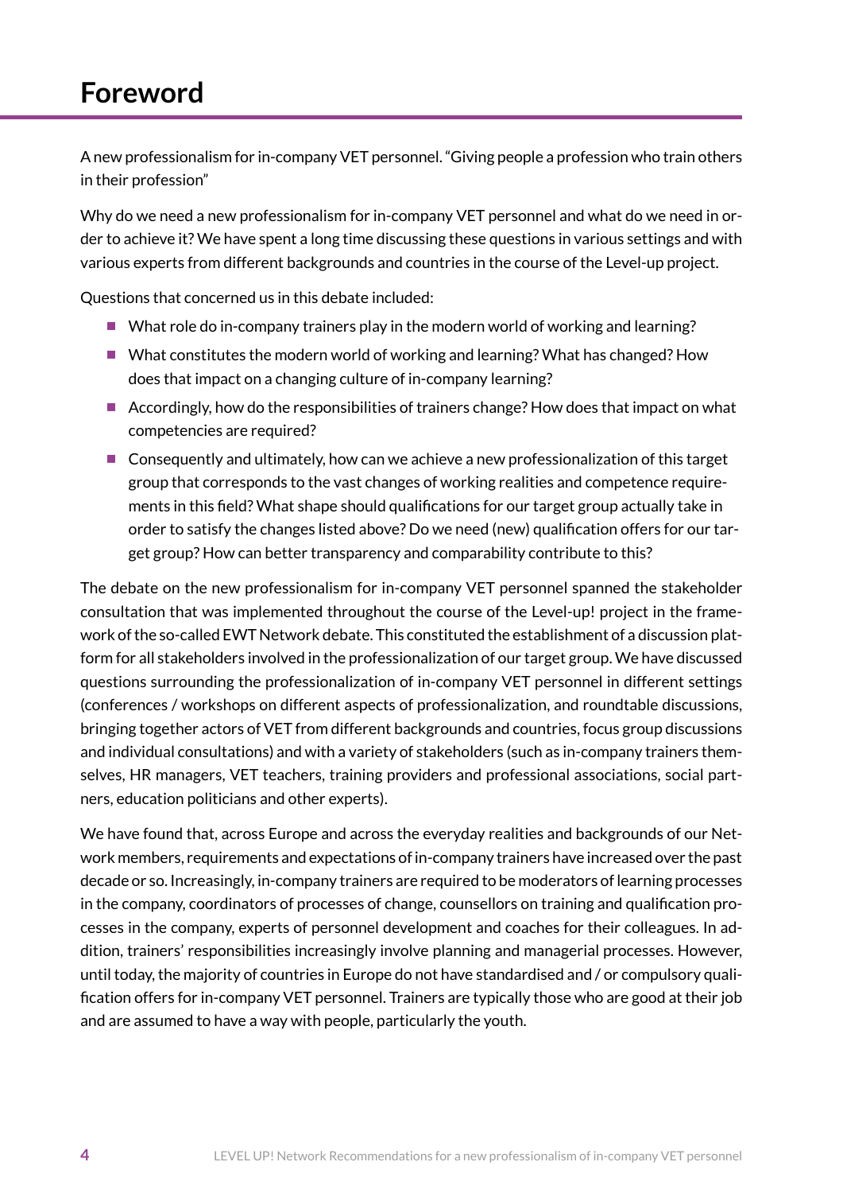# Foreword

A new professionalism for in-company VET personnel. "Giving people a profession who train others in their profession"

Why do we need a new professionalism for in-company VET personnel and what do we need in order to achieve it? We have spent a long time discussing these questions in various settings and with various experts from different backgrounds and countries in the course of the Level-up project.

Questions that concerned us in this debate included:

- What role do in-company trainers play in the modern world of working and learning?
- What constitutes the modern world of working and learning? What has changed? How does that impact on a changing culture of in-company learning?
- Accordingly, how do the responsibilities of trainers change? How does that impact on what competencies are required?
- Consequently and ultimately, how can we achieve a new professionalization of this target group that corresponds to the vast changes of working realities and competence requirements in this field? What shape should qualifications for our target group actually take in order to satisfy the changes listed above? Do we need (new) qualification offers for our target group? How can better transparency and comparability contribute to this?

The debate on the new professionalism for in-company VET personnel spanned the stakeholder consultation that was implemented throughout the course of the Level-up! project in the framework of the so-called EWT Network debate. This constituted the establishment of a discussion platform for all stakeholders involved in the professionalization of our target group. We have discussed questions surrounding the professionalization of in-company VET personnel in different settings (conferences / workshops on different aspects of professionalization, and roundtable discussions, bringing together actors of VET from different backgrounds and countries, focus group discussions and individual consultations) and with a variety of stakeholders (such as in-company trainers themselves, HR managers, VET teachers, training providers and professional associations, social partners, education politicians and other experts).

We have found that, across Europe and across the everyday realities and backgrounds of our Network members, requirements and expectations of in-company trainers have increased over the past decade or so. Increasingly, in-company trainers are required to be moderators of learning processes in the company, coordinators of processes of change, counsellors on training and qualification processes in the company, experts of personnel development and coaches for their colleagues. In addition, trainers' responsibilities increasingly involve planning and managerial processes. However, until today, the majority of countries in Europe do not have standardised and / or compulsory qualification offers for in-company VET personnel. Trainers are typically those who are good at their job and are assumed to have a way with people, particularly the youth.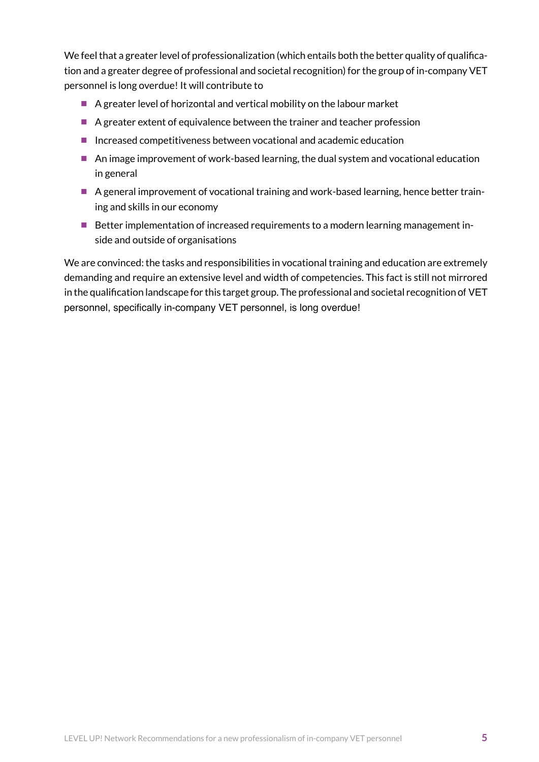We feel that a greater level of professionalization (which entails both the better quality of qualification and a greater degree of professional and societal recognition) for the group of in-company VET personnel is long overdue! It will contribute to

- A greater level of horizontal and vertical mobility on the labour market
- A greater extent of equivalence between the trainer and teacher profession
- Increased competitiveness between vocational and academic education
- An image improvement of work-based learning, the dual system and vocational education in general
- A general improvement of vocational training and work-based learning, hence better training and skills in our economy
- Better implementation of increased requirements to a modern learning management inside and outside of organisations

We are convinced: the tasks and responsibilities in vocational training and education are extremely demanding and require an extensive level and width of competencies. This fact is still not mirrored in the qualification landscape for this target group. The professional and societal recognition of VET personnel, specifically in-company VET personnel, is long overdue!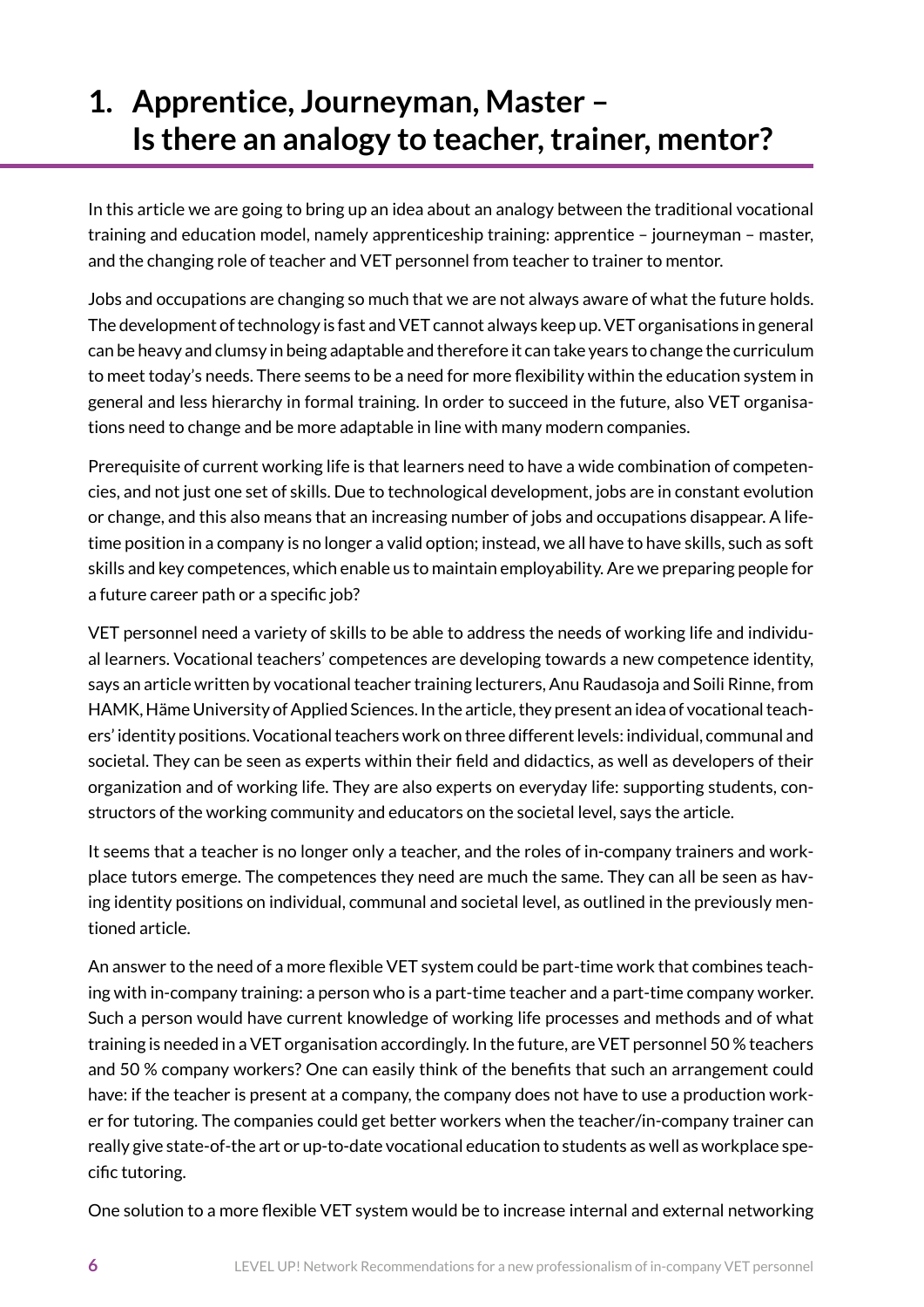# 1. Apprentice, Journeyman, Master – Is there an analogy to teacher, trainer, mentor?

In this article we are going to bring up an idea about an analogy between the traditional vocational training and education model, namely apprenticeship training: apprentice – journeyman – master, and the changing role of teacher and VET personnel from teacher to trainer to mentor.

Jobs and occupations are changing so much that we are not always aware of what the future holds. The development of technology is fast and VET cannot always keep up. VET organisations in general can be heavy and clumsy in being adaptable and therefore it can take years to change the curriculum to meet today's needs. There seems to be a need for more flexibility within the education system in general and less hierarchy in formal training. In order to succeed in the future, also VET organisations need to change and be more adaptable in line with many modern companies.

Prerequisite of current working life is that learners need to have a wide combination of competencies, and not just one set of skills. Due to technological development, jobs are in constant evolution or change, and this also means that an increasing number of jobs and occupations disappear. A lifetime position in a company is no longer a valid option; instead, we all have to have skills, such as soft skills and key competences, which enable us to maintain employability. Are we preparing people for a future career path or a specific job?

VET personnel need a variety of skills to be able to address the needs of working life and individual learners. Vocational teachers' competences are developing towards a new competence identity, says an article written by vocational teacher training lecturers, Anu Raudasoja and Soili Rinne, from HAMK, Häme University of Applied Sciences. In the article, they present an idea of vocational teachers' identity positions. Vocational teachers work on three different levels: individual, communal and societal. They can be seen as experts within their field and didactics, as well as developers of their organization and of working life. They are also experts on everyday life: supporting students, constructors of the working community and educators on the societal level, says the article.

It seems that a teacher is no longer only a teacher, and the roles of in-company trainers and workplace tutors emerge. The competences they need are much the same. They can all be seen as having identity positions on individual, communal and societal level, as outlined in the previously mentioned article.

An answer to the need of a more flexible VET system could be part-time work that combines teaching with in-company training: a person who is a part-time teacher and a part-time company worker. Such a person would have current knowledge of working life processes and methods and of what training is needed in a VET organisation accordingly. In the future, are VET personnel 50 % teachers and 50 % company workers? One can easily think of the benefits that such an arrangement could have: if the teacher is present at a company, the company does not have to use a production worker for tutoring. The companies could get better workers when the teacher/in-company trainer can really give state-of-the art or up-to-date vocational education to students as well as workplace specific tutoring.

One solution to a more flexible VET system would be to increase internal and external networking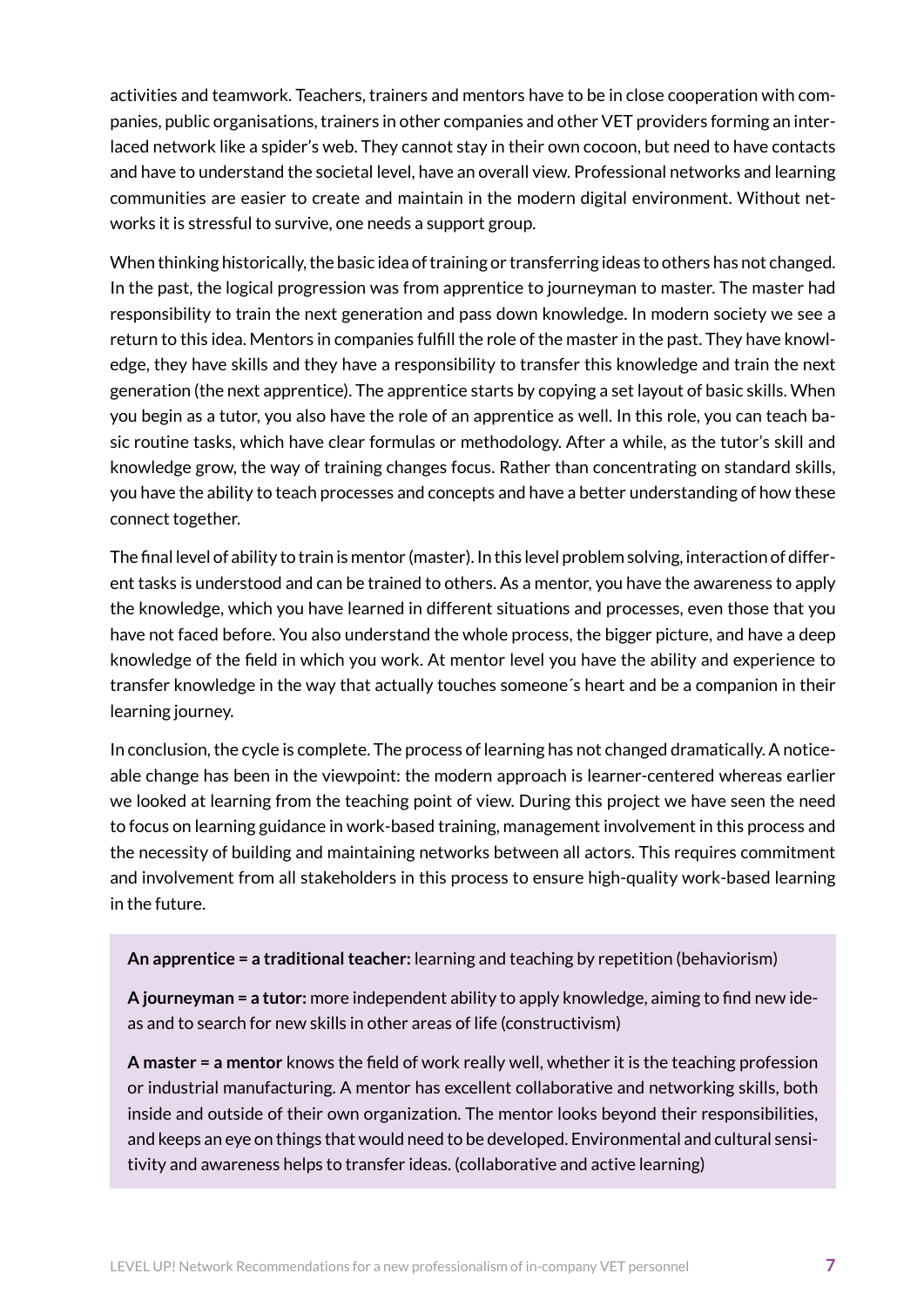activities and teamwork. Teachers, trainers and mentors have to be in close cooperation with companies, public organisations, trainers in other companies and other VET providers forming an interlaced network like a spider's web. They cannot stay in their own cocoon, but need to have contacts and have to understand the societal level, have an overall view. Professional networks and learning communities are easier to create and maintain in the modern digital environment. Without networks it is stressful to survive, one needs a support group.

When thinking historically, the basic idea of training or transferring ideas to others has not changed. In the past, the logical progression was from apprentice to journeyman to master. The master had responsibility to train the next generation and pass down knowledge. In modern society we see a return to this idea. Mentors in companies fulfill the role of the master in the past. They have knowledge, they have skills and they have a responsibility to transfer this knowledge and train the next generation (the next apprentice). The apprentice starts by copying a set layout of basic skills. When you begin as a tutor, you also have the role of an apprentice as well. In this role, you can teach basic routine tasks, which have clear formulas or methodology. After a while, as the tutor's skill and knowledge grow, the way of training changes focus. Rather than concentrating on standard skills, you have the ability to teach processes and concepts and have a better understanding of how these connect together.

The final level of ability to train is mentor (master). In this level problem solving, interaction of different tasks is understood and can be trained to others. As a mentor, you have the awareness to apply the knowledge, which you have learned in different situations and processes, even those that you have not faced before. You also understand the whole process, the bigger picture, and have a deep knowledge of the field in which you work. At mentor level you have the ability and experience to transfer knowledge in the way that actually touches someone´s heart and be a companion in their learning journey.

In conclusion, the cycle is complete. The process of learning has not changed dramatically. A noticeable change has been in the viewpoint: the modern approach is learner-centered whereas earlier we looked at learning from the teaching point of view. During this project we have seen the need to focus on learning guidance in work-based training, management involvement in this process and the necessity of building and maintaining networks between all actors. This requires commitment and involvement from all stakeholders in this process to ensure high-quality work-based learning in the future.

**An apprentice = a traditional teacher:** learning and teaching by repetition (behaviorism)

**A journeyman = a tutor:** more independent ability to apply knowledge, aiming to find new ideas and to search for new skills in other areas of life (constructivism)

**A master = a mentor** knows the field of work really well, whether it is the teaching profession or industrial manufacturing. A mentor has excellent collaborative and networking skills, both inside and outside of their own organization. The mentor looks beyond their responsibilities, and keeps an eye on things that would need to be developed. Environmental and cultural sensitivity and awareness helps to transfer ideas. (collaborative and active learning)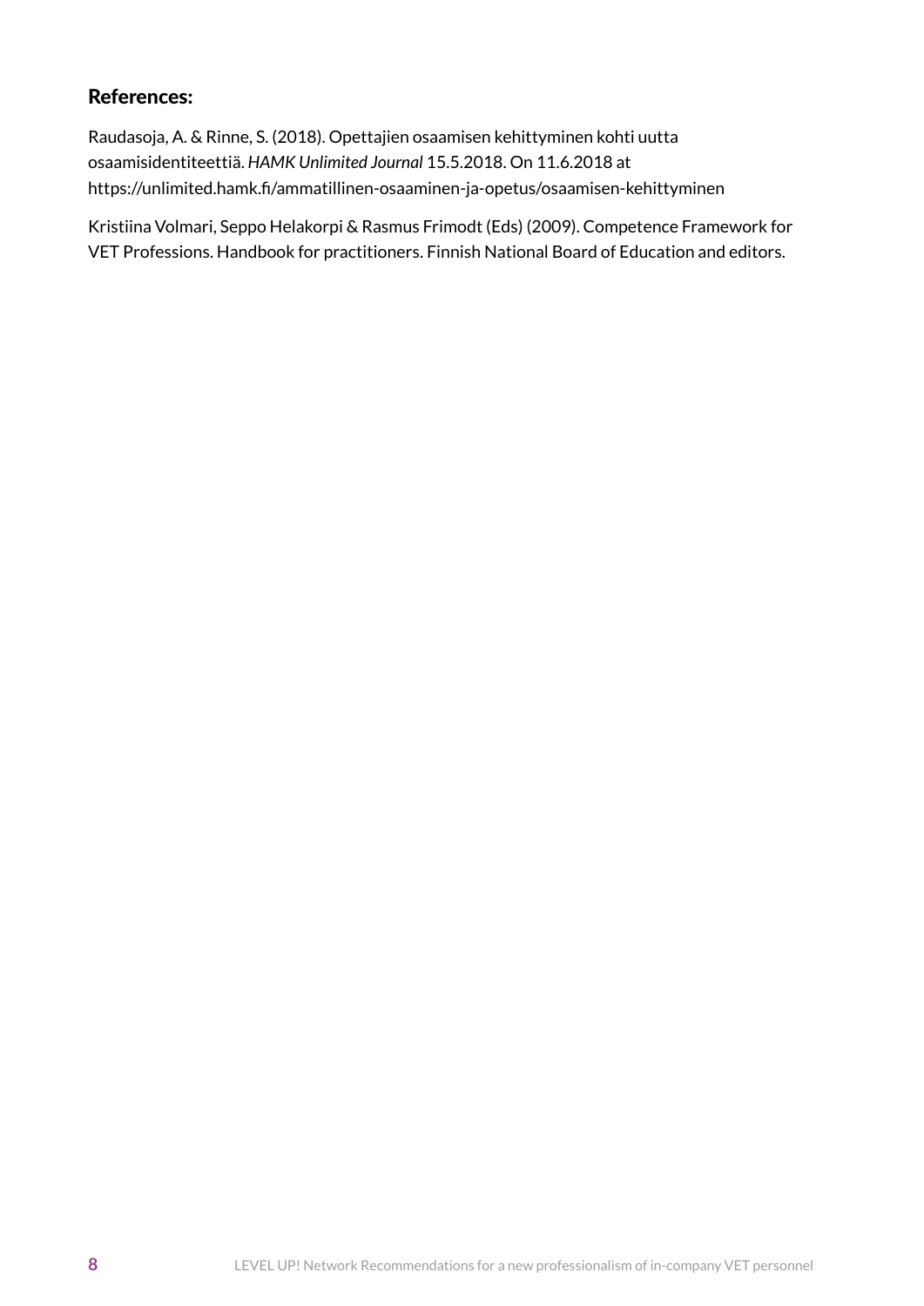### References:

Raudasoja, A. & Rinne, S. (2018). Opettajien osaamisen kehittyminen kohti uutta osaamisidentiteettiä. *HAMK Unlimited Journal* 15.5.2018. On 11.6.2018 at https://unlimited.hamk.fi/ammatillinen-osaaminen-ja-opetus/osaamisen-kehittyminen

Kristiina Volmari, Seppo Helakorpi & Rasmus Frimodt (Eds) (2009). Competence Framework for VET Professions. Handbook for practitioners. Finnish National Board of Education and editors.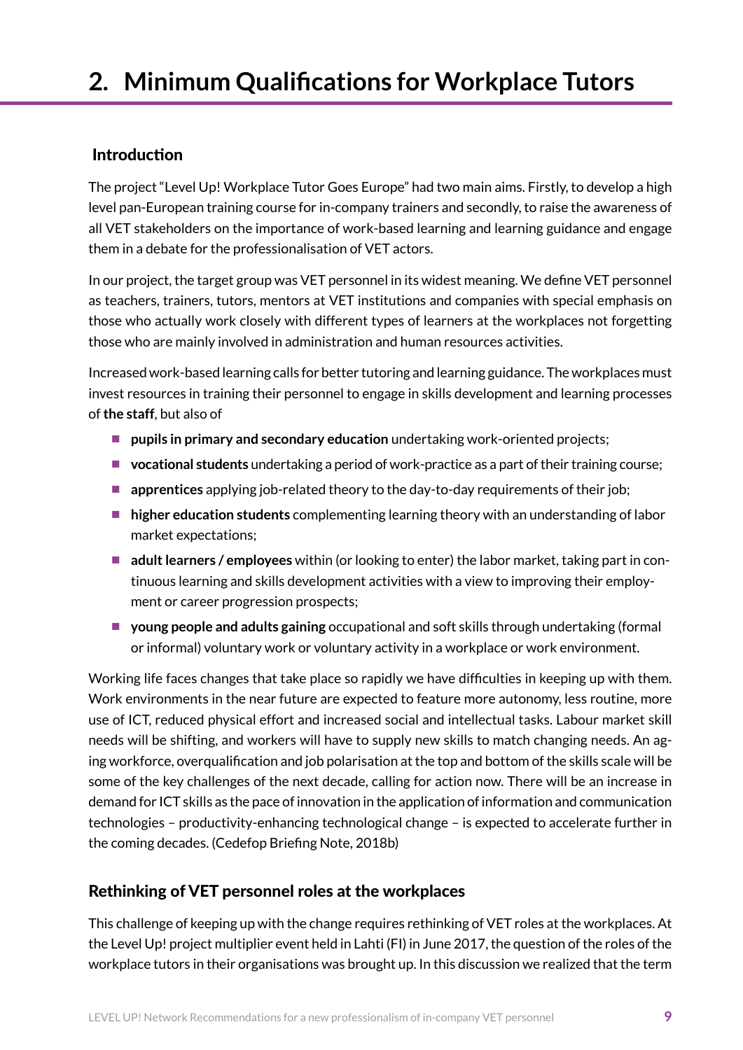# 2. Minimum Qualifications for Workplace Tutors

## Introduction

The project "Level Up! Workplace Tutor Goes Europe" had two main aims. Firstly, to develop a high level pan-European training course for in-company trainers and secondly, to raise the awareness of all VET stakeholders on the importance of work-based learning and learning guidance and engage them in a debate for the professionalisation of VET actors.

In our project, the target group was VET personnel in its widest meaning. We define VET personnel as teachers, trainers, tutors, mentors at VET institutions and companies with special emphasis on those who actually work closely with different types of learners at the workplaces not forgetting those who are mainly involved in administration and human resources activities.

Increased work-based learning calls for better tutoring and learning guidance. The workplaces must invest resources in training their personnel to engage in skills development and learning processes of **the staff**, but also of

- **pupils in primary and secondary education** undertaking work-oriented projects;
- **vocational students** undertaking a period of work-practice as a part of their training course;
- **apprentices** applying job-related theory to the day-to-day requirements of their job;
- **higher education students** complementing learning theory with an understanding of labor market expectations;
- **adult learners / employees** within (or looking to enter) the labor market, taking part in continuous learning and skills development activities with a view to improving their employment or career progression prospects;
- **young people and adults gaining** occupational and soft skills through undertaking (formal or informal) voluntary work or voluntary activity in a workplace or work environment.

Working life faces changes that take place so rapidly we have difficulties in keeping up with them. Work environments in the near future are expected to feature more autonomy, less routine, more use of ICT, reduced physical effort and increased social and intellectual tasks. Labour market skill needs will be shifting, and workers will have to supply new skills to match changing needs. An ageing workforce, overqualification and job polarisation at the top and bottom of the skills scale will be some of the key challenges of the next decade, calling for action now. There will be an increase in demand for ICT skills as the pace of innovation in the application of information and communication technologies – productivity-enhancing technological change – is expected to accelerate further in the coming decades. (Cedefop Briefing Note, 2018b)

## Rethinking of VET personnel roles at the workplaces

This challenge of keeping up with the change requires rethinking of VET roles at the workplaces. At the Level Up! project multiplier event held in Lahti (FI) in June 2017, the question of the roles of the workplace tutors in their organisations was brought up. In this discussion we realized that the term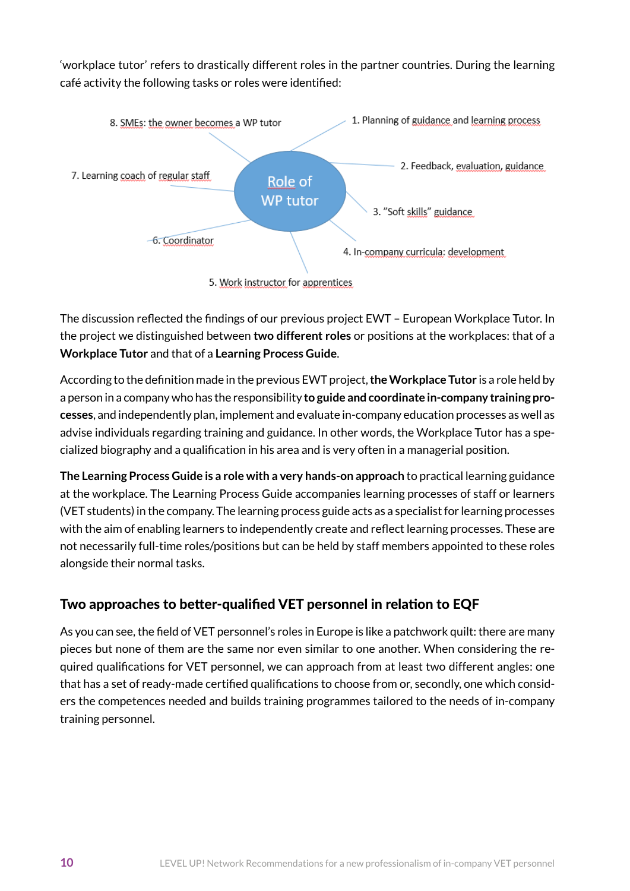'workplace tutor' refers to drastically different roles in the partner countries. During the learning café activity the following tasks or roles were identified:

Role of WP tutor

1. Planning of guidance and learning process
2. Feedback, evaluation, guidance
3. "Soft skills" guidance
4. In-company curricula: development
5. Work instructor for apprentices
6. Coordinator
7. Learning coach of regular staff
8. SMEs: the owner becomes a WP tutor

The discussion reflected the findings of our previous project EWT – European Workplace Tutor. In the project we distinguished between **two different roles** or positions at the workplaces: that of a **Workplace Tutor** and that of a **Learning Process Guide**.

According to the definition made in the previous EWT project, **the Workplace Tutor** is a role held by a person in a company who has the responsibility **to guide and coordinate in-company training processes**, and independently plan, implement and evaluate in-company education processes as well as advise individuals regarding training and guidance. In other words, the Workplace Tutor has a specialized biography and a qualification in his area and is very often in a managerial position.

**The Learning Process Guide is a role with a very hands-on approach** to practical learning guidance at the workplace. The Learning Process Guide accompanies learning processes of staff or learners (VET students) in the company. The learning process guide acts as a specialist for learning processes with the aim of enabling learners to independently create and reflect learning processes. These are not necessarily full-time roles/positions but can be held by staff members appointed to these roles alongside their normal tasks.

## Two approaches to better-qualified VET personnel in relation to EQF

As you can see, the field of VET personnel's roles in Europe is like a patchwork quilt: there are many pieces but none of them are the same nor even similar to one another. When considering the required qualifications for VET personnel, we can approach from at least two different angles: one that has a set of ready-made certified qualifications to choose from or, secondly, one which considers the competences needed and builds training programmes tailored to the needs of in-company training personnel.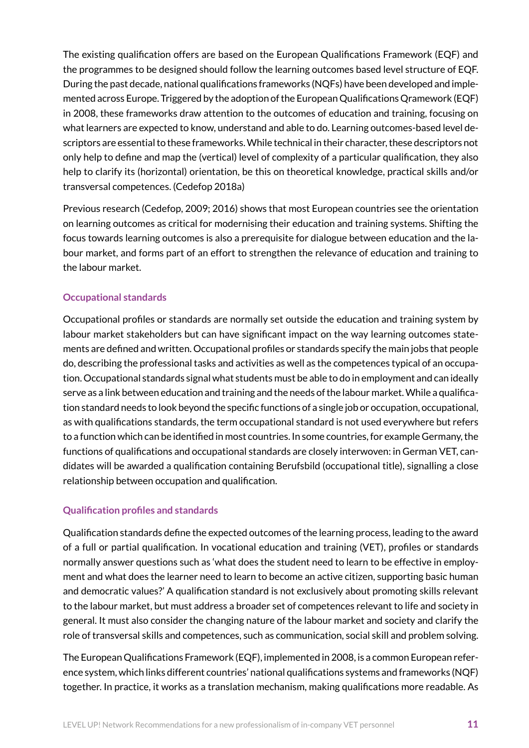The existing qualification offers are based on the European Qualifications Framework (EQF) and the programmes to be designed should follow the learning outcomes based level structure of EQF. During the past decade, national qualifications frameworks (NQFs) have been developed and implemented across Europe. Triggered by the adoption of the European Qualifications Qramework (EQF) in 2008, these frameworks draw attention to the outcomes of education and training, focusing on what learners are expected to know, understand and able to do. Learning outcomes-based level descriptors are essential to these frameworks. While technical in their character, these descriptors not only help to define and map the (vertical) level of complexity of a particular qualification, they also help to clarify its (horizontal) orientation, be this on theoretical knowledge, practical skills and/or transversal competences. (Cedefop 2018a)

Previous research (Cedefop, 2009; 2016) shows that most European countries see the orientation on learning outcomes as critical for modernising their education and training systems. Shifting the focus towards learning outcomes is also a prerequisite for dialogue between education and the labour market, and forms part of an effort to strengthen the relevance of education and training to the labour market.

### Occupational standards

Occupational profiles or standards are normally set outside the education and training system by labour market stakeholders but can have significant impact on the way learning outcomes statements are defined and written. Occupational profiles or standards specify the main jobs that people do, describing the professional tasks and activities as well as the competences typical of an occupation. Occupational standards signal what students must be able to do in employment and can ideally serve as a link between education and training and the needs of the labour market. While a qualification standard needs to look beyond the specific functions of a single job or occupation, occupational, as with qualifications standards, the term occupational standard is not used everywhere but refers to a function which can be identified in most countries. In some countries, for example Germany, the functions of qualifications and occupational standards are closely interwoven: in German VET, candidates will be awarded a qualification containing Berufsbild (occupational title), signalling a close relationship between occupation and qualification.

### Qualification profiles and standards

Qualification standards define the expected outcomes of the learning process, leading to the award of a full or partial qualification. In vocational education and training (VET), profiles or standards normally answer questions such as 'what does the student need to learn to be effective in employment and what does the learner need to learn to become an active citizen, supporting basic human and democratic values?' A qualification standard is not exclusively about promoting skills relevant to the labour market, but must address a broader set of competences relevant to life and society in general. It must also consider the changing nature of the labour market and society and clarify the role of transversal skills and competences, such as communication, social skill and problem solving.

The European Qualifications Framework (EQF), implemented in 2008, is a common European reference system, which links different countries' national qualifications systems and frameworks (NQF) together. In practice, it works as a translation mechanism, making qualifications more readable. As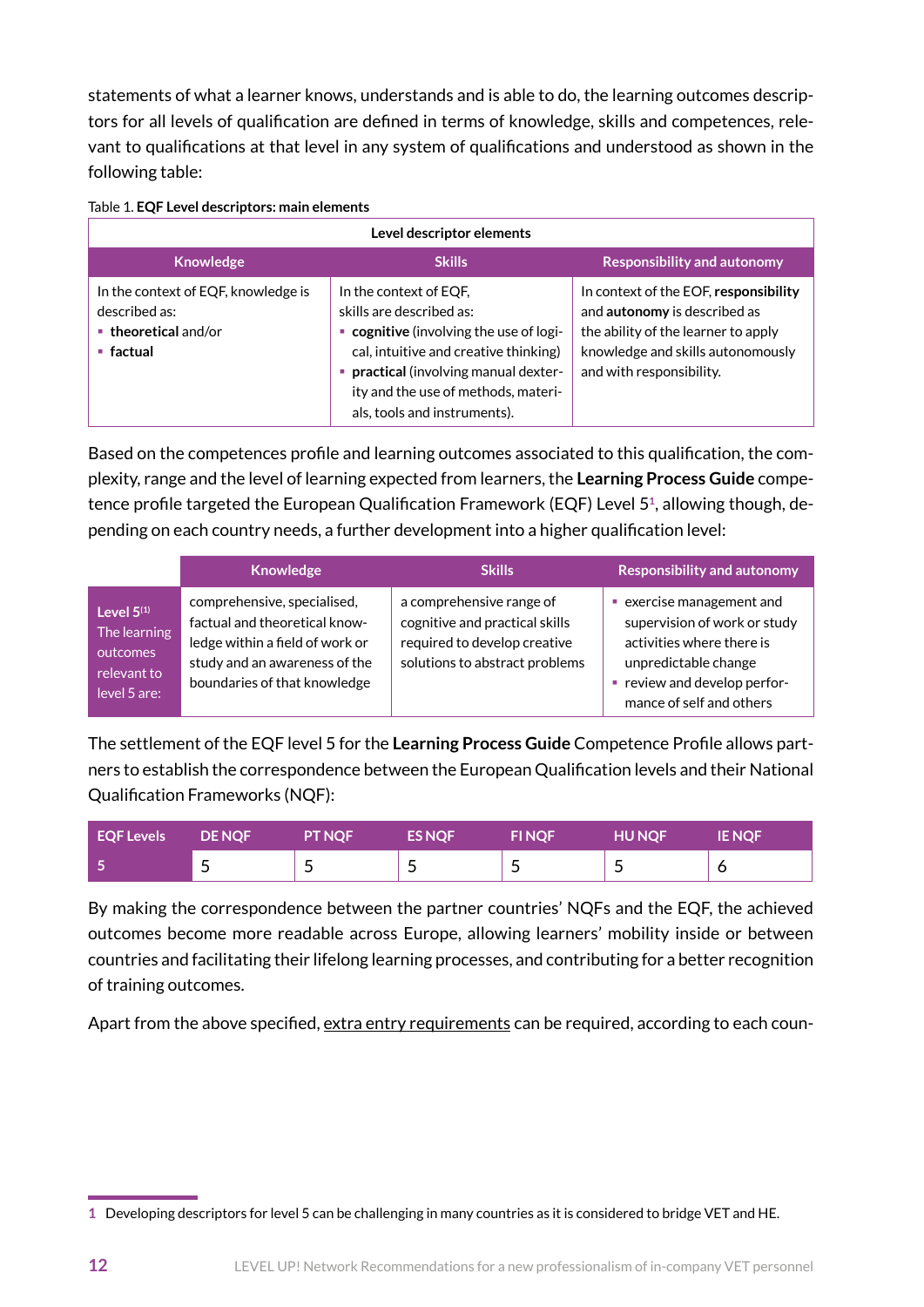statements of what a learner knows, understands and is able to do, the learning outcomes descriptors for all levels of qualification are defined in terms of knowledge, skills and competences, relevant to qualifications at that level in any system of qualifications and understood as shown in the following table:

Table 1. **EQF Level descriptors: main elements**

| Level descriptor elements | | |
|---|---|---|
| **Knowledge** | **Skills** | **Responsibility and autonomy** |
| In the context of EQF, knowledge is described as:<br>▪ **theoretical** and/or<br>▪ **factual** | In the context of EQF, skills are described as:<br>▪ **cognitive** (involving the use of logical, intuitive and creative thinking)<br>▪ **practical** (involving manual dexterity and the use of methods, materials, tools and instruments). | In context of the EOF, **responsibility** and **autonomy** is described as the ability of the learner to apply knowledge and skills autonomously and with responsibility. |

Based on the competences profile and learning outcomes associated to this qualification, the complexity, range and the level of learning expected from learners, the **Learning Process Guide** competence profile targeted the European Qualification Framework (EQF) Level 5[1], allowing though, depending on each country needs, a further development into a higher qualification level:

| | Knowledge | Skills | Responsibility and autonomy |
|---|---|---|---|
| **Level 5**[(1)]<br>The learning outcomes relevant to level 5 are: | comprehensive, specialised, factual and theoretical knowledge within a field of work or study and an awareness of the boundaries of that knowledge | a comprehensive range of cognitive and practical skills required to develop creative solutions to abstract problems | ▪ exercise management and supervision of work or study activities where there is unpredictable change<br>▪ review and develop performance of self and others |

The settlement of the EQF level 5 for the **Learning Process Guide** Competence Profile allows partners to establish the correspondence between the European Qualification levels and their National Qualification Frameworks (NQF):

| EQF Levels | DE NQF | PT NQF | ES NQF | FI NQF | HU NQF | IE NQF |
|---|---|---|---|---|---|---|
| 5 | 5 | 5 | 5 | 5 | 5 | 6 |

By making the correspondence between the partner countries' NQFs and the EQF, the achieved outcomes become more readable across Europe, allowing learners' mobility inside or between countries and facilitating their lifelong learning processes, and contributing for a better recognition of training outcomes.

Apart from the above specified, extra entry requirements can be required, according to each coun-

1 Developing descriptors for level 5 can be challenging in many countries as it is considered to bridge VET and HE.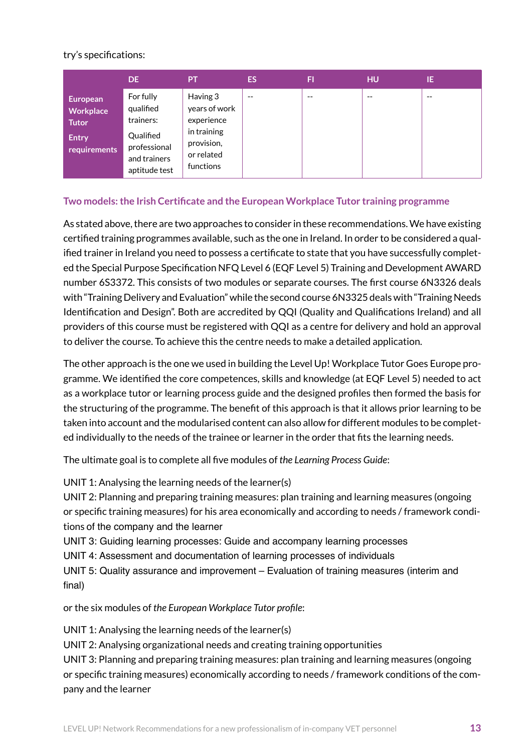try's specifications:

| | DE | PT | ES | FI | HU | IE |
|---|---|---|---|---|---|---|
| **European Workplace Tutor Entry requirements** | For fully qualified trainers: Qualified professional and trainers aptitude test | Having 3 years of work experience in training provision, or related functions | -- | -- | -- | -- |

### Two models: the Irish Certificate and the European Workplace Tutor training programme

As stated above, there are two approaches to consider in these recommendations. We have existing certified training programmes available, such as the one in Ireland. In order to be considered a qualified trainer in Ireland you need to possess a certificate to state that you have successfully completed the Special Purpose Specification NFQ Level 6 (EQF Level 5) Training and Development AWARD number 6S3372. This consists of two modules or separate courses. The first course 6N3326 deals with "Training Delivery and Evaluation" while the second course 6N3325 deals with "Training Needs Identification and Design". Both are accredited by QQI (Quality and Qualifications Ireland) and all providers of this course must be registered with QQI as a centre for delivery and hold an approval to deliver the course. To achieve this the centre needs to make a detailed application.

The other approach is the one we used in building the Level Up! Workplace Tutor Goes Europe programme. We identified the core competences, skills and knowledge (at EQF Level 5) needed to act as a workplace tutor or learning process guide and the designed profiles then formed the basis for the structuring of the programme. The benefit of this approach is that it allows prior learning to be taken into account and the modularised content can also allow for different modules to be completed individually to the needs of the trainee or learner in the order that fits the learning needs.

The ultimate goal is to complete all five modules of *the Learning Process Guide*:

UNIT 1: Analysing the learning needs of the learner(s)
UNIT 2: Planning and preparing training measures: plan training and learning measures (ongoing or specific training measures) for his area economically and according to needs / framework conditions of the company and the learner
UNIT 3: Guiding learning processes: Guide and accompany learning processes
UNIT 4: Assessment and documentation of learning processes of individuals
UNIT 5: Quality assurance and improvement – Evaluation of training measures (interim and final)

or the six modules of *the European Workplace Tutor profile*:

UNIT 1: Analysing the learning needs of the learner(s)
UNIT 2: Analysing organizational needs and creating training opportunities
UNIT 3: Planning and preparing training measures: plan training and learning measures (ongoing or specific training measures) economically according to needs / framework conditions of the company and the learner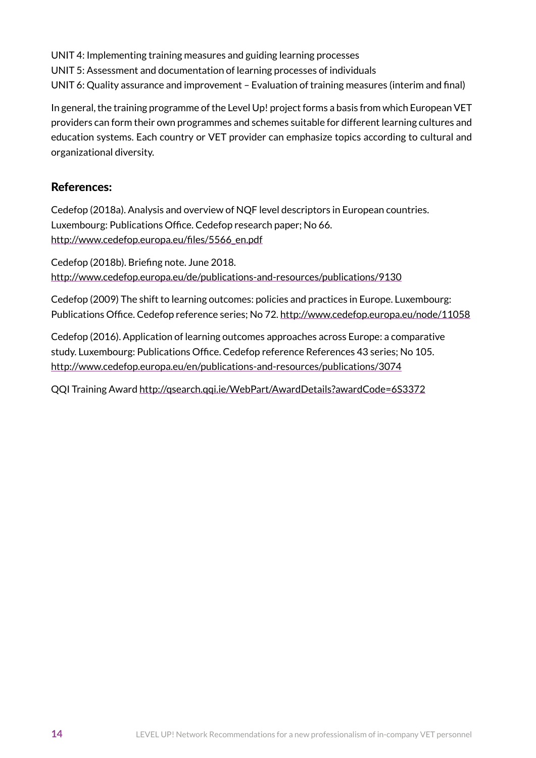UNIT 4: Implementing training measures and guiding learning processes
UNIT 5: Assessment and documentation of learning processes of individuals
UNIT 6: Quality assurance and improvement – Evaluation of training measures (interim and final)

In general, the training programme of the Level Up! project forms a basis from which European VET providers can form their own programmes and schemes suitable for different learning cultures and education systems. Each country or VET provider can emphasize topics according to cultural and organizational diversity.

## References:

Cedefop (2018a). Analysis and overview of NQF level descriptors in European countries. Luxembourg: Publications Office. Cedefop research paper; No 66. http://www.cedefop.europa.eu/files/5566_en.pdf

Cedefop (2018b). Briefing note. June 2018. http://www.cedefop.europa.eu/de/publications-and-resources/publications/9130

Cedefop (2009) The shift to learning outcomes: policies and practices in Europe. Luxembourg: Publications Office. Cedefop reference series; No 72. http://www.cedefop.europa.eu/node/11058

Cedefop (2016). Application of learning outcomes approaches across Europe: a comparative study. Luxembourg: Publications Office. Cedefop reference References 43 series; No 105. http://www.cedefop.europa.eu/en/publications-and-resources/publications/3074

QQI Training Award http://qsearch.qqi.ie/WebPart/AwardDetails?awardCode=6S3372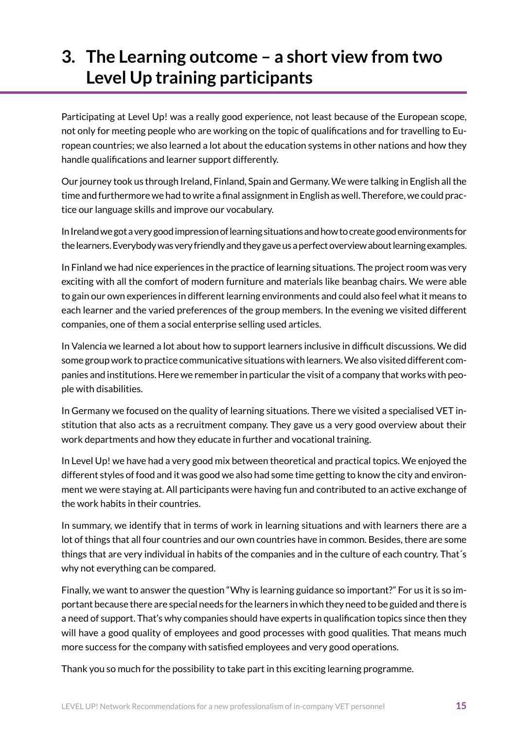# 3. The Learning outcome – a short view from two Level Up training participants

Participating at Level Up! was a really good experience, not least because of the European scope, not only for meeting people who are working on the topic of qualifications and for travelling to European countries; we also learned a lot about the education systems in other nations and how they handle qualifications and learner support differently.

Our journey took us through Ireland, Finland, Spain and Germany. We were talking in English all the time and furthermore we had to write a final assignment in English as well. Therefore, we could practice our language skills and improve our vocabulary.

In Ireland we got a very good impression of learning situations and how to create good environments for the learners. Everybody was very friendly and they gave us a perfect overview about learning examples.

In Finland we had nice experiences in the practice of learning situations. The project room was very exciting with all the comfort of modern furniture and materials like beanbag chairs. We were able to gain our own experiences in different learning environments and could also feel what it means to each learner and the varied preferences of the group members. In the evening we visited different companies, one of them a social enterprise selling used articles.

In Valencia we learned a lot about how to support learners inclusive in difficult discussions. We did some group work to practice communicative situations with learners. We also visited different companies and institutions. Here we remember in particular the visit of a company that works with people with disabilities.

In Germany we focused on the quality of learning situations. There we visited a specialised VET institution that also acts as a recruitment company. They gave us a very good overview about their work departments and how they educate in further and vocational training.

In Level Up! we have had a very good mix between theoretical and practical topics. We enjoyed the different styles of food and it was good we also had some time getting to know the city and environment we were staying at. All participants were having fun and contributed to an active exchange of the work habits in their countries.

In summary, we identify that in terms of work in learning situations and with learners there are a lot of things that all four countries and our own countries have in common. Besides, there are some things that are very individual in habits of the companies and in the culture of each country. That´s why not everything can be compared.

Finally, we want to answer the question "Why is learning guidance so important?" For us it is so important because there are special needs for the learners in which they need to be guided and there is a need of support. That's why companies should have experts in qualification topics since then they will have a good quality of employees and good processes with good qualities. That means much more success for the company with satisfied employees and very good operations.

Thank you so much for the possibility to take part in this exciting learning programme.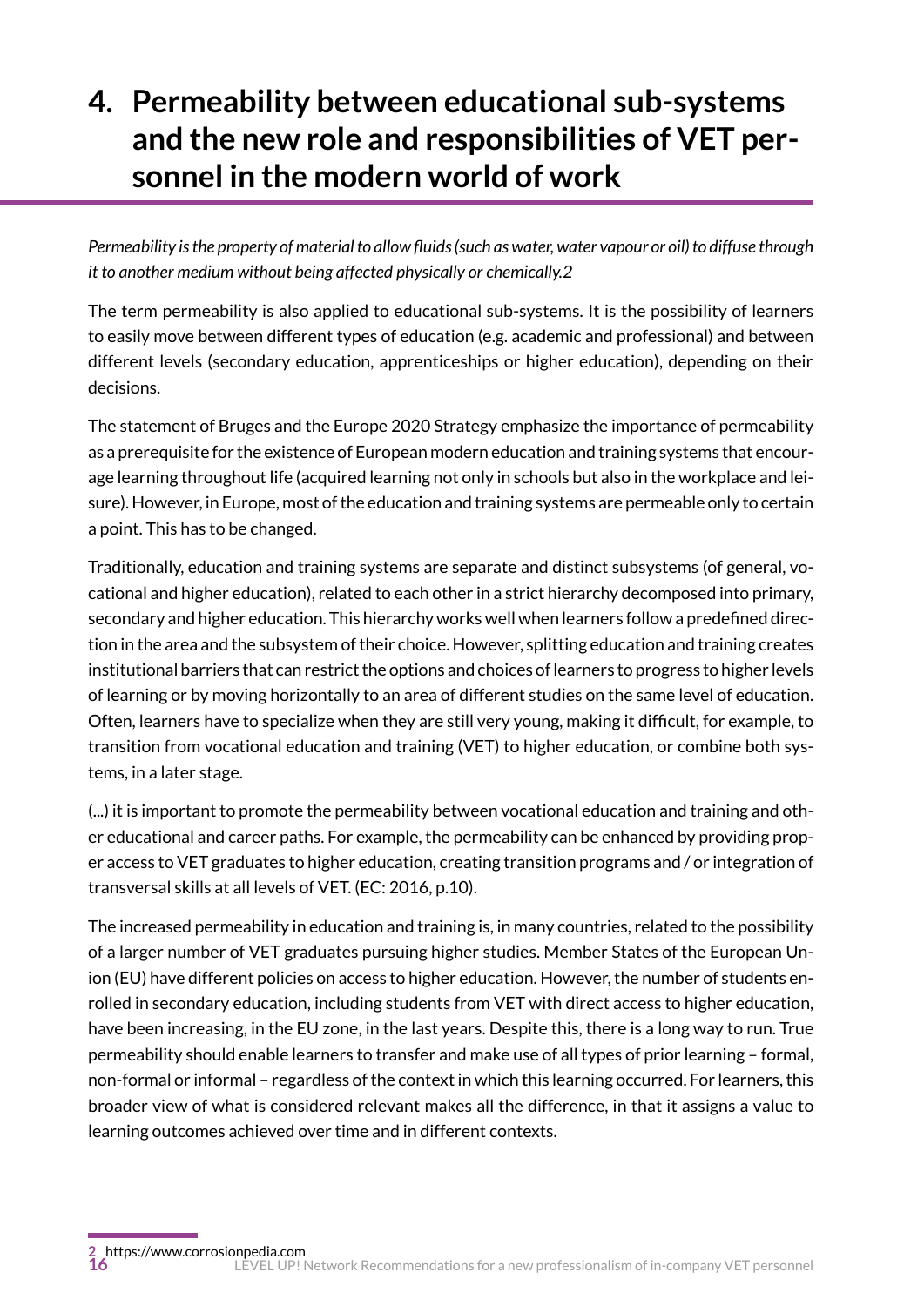# 4. Permeability between educational sub-systems and the new role and responsibilities of VET personnel in the modern world of work

*Permeability is the property of material to allow fluids (such as water, water vapour or oil) to diffuse through it to another medium without being affected physically or chemically.2*

The term permeability is also applied to educational sub-systems. It is the possibility of learners to easily move between different types of education (e.g. academic and professional) and between different levels (secondary education, apprenticeships or higher education), depending on their decisions.

The statement of Bruges and the Europe 2020 Strategy emphasize the importance of permeability as a prerequisite for the existence of European modern education and training systems that encourage learning throughout life (acquired learning not only in schools but also in the workplace and leisure). However, in Europe, most of the education and training systems are permeable only to certain a point. This has to be changed.

Traditionally, education and training systems are separate and distinct subsystems (of general, vocational and higher education), related to each other in a strict hierarchy decomposed into primary, secondary and higher education. This hierarchy works well when learners follow a predefined direction in the area and the subsystem of their choice. However, splitting education and training creates institutional barriers that can restrict the options and choices of learners to progress to higher levels of learning or by moving horizontally to an area of different studies on the same level of education. Often, learners have to specialize when they are still very young, making it difficult, for example, to transition from vocational education and training (VET) to higher education, or combine both systems, in a later stage.

(...) it is important to promote the permeability between vocational education and training and other educational and career paths. For example, the permeability can be enhanced by providing proper access to VET graduates to higher education, creating transition programs and / or integration of transversal skills at all levels of VET. (EC: 2016, p.10).

The increased permeability in education and training is, in many countries, related to the possibility of a larger number of VET graduates pursuing higher studies. Member States of the European Union (EU) have different policies on access to higher education. However, the number of students enrolled in secondary education, including students from VET with direct access to higher education, have been increasing, in the EU zone, in the last years. Despite this, there is a long way to run. True permeability should enable learners to transfer and make use of all types of prior learning – formal, non-formal or informal – regardless of the context in which this learning occurred. For learners, this broader view of what is considered relevant makes all the difference, in that it assigns a value to learning outcomes achieved over time and in different contexts.

2 https://www.corrosionpedia.com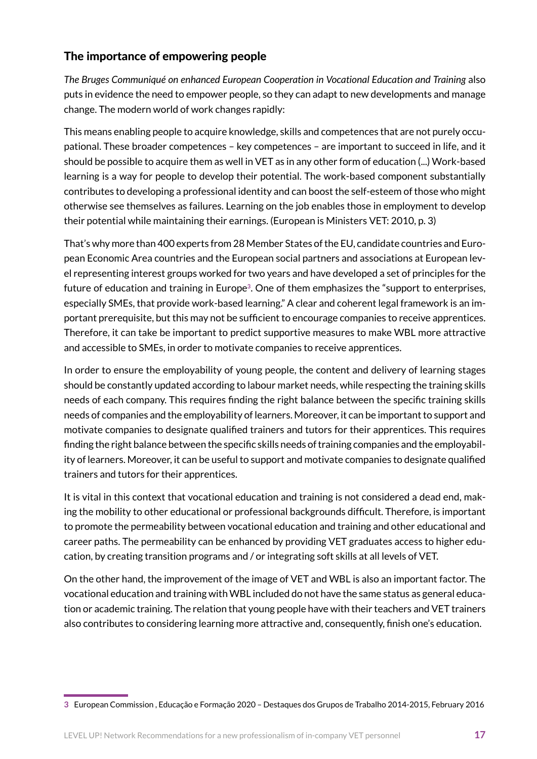## The importance of empowering people

*The Bruges Communiqué on enhanced European Cooperation in Vocational Education and Training* also puts in evidence the need to empower people, so they can adapt to new developments and manage change. The modern world of work changes rapidly:

This means enabling people to acquire knowledge, skills and competences that are not purely occupational. These broader competences – key competences – are important to succeed in life, and it should be possible to acquire them as well in VET as in any other form of education (...) Work-based learning is a way for people to develop their potential. The work-based component substantially contributes to developing a professional identity and can boost the self-esteem of those who might otherwise see themselves as failures. Learning on the job enables those in employment to develop their potential while maintaining their earnings. (European is Ministers VET: 2010, p. 3)

That's why more than 400 experts from 28 Member States of the EU, candidate countries and European Economic Area countries and the European social partners and associations at European level representing interest groups worked for two years and have developed a set of principles for the future of education and training in Europe[3]. One of them emphasizes the "support to enterprises, especially SMEs, that provide work-based learning." A clear and coherent legal framework is an important prerequisite, but this may not be sufficient to encourage companies to receive apprentices. Therefore, it can take be important to predict supportive measures to make WBL more attractive and accessible to SMEs, in order to motivate companies to receive apprentices.

In order to ensure the employability of young people, the content and delivery of learning stages should be constantly updated according to labour market needs, while respecting the training skills needs of each company. This requires finding the right balance between the specific training skills needs of companies and the employability of learners. Moreover, it can be important to support and motivate companies to designate qualified trainers and tutors for their apprentices. This requires finding the right balance between the specific skills needs of training companies and the employability of learners. Moreover, it can be useful to support and motivate companies to designate qualified trainers and tutors for their apprentices.

It is vital in this context that vocational education and training is not considered a dead end, making the mobility to other educational or professional backgrounds difficult. Therefore, is important to promote the permeability between vocational education and training and other educational and career paths. The permeability can be enhanced by providing VET graduates access to higher education, by creating transition programs and / or integrating soft skills at all levels of VET.

On the other hand, the improvement of the image of VET and WBL is also an important factor. The vocational education and training with WBL included do not have the same status as general education or academic training. The relation that young people have with their teachers and VET trainers also contributes to considering learning more attractive and, consequently, finish one's education.

---

3 European Commission , Educação e Formação 2020 – Destaques dos Grupos de Trabalho 2014-2015, February 2016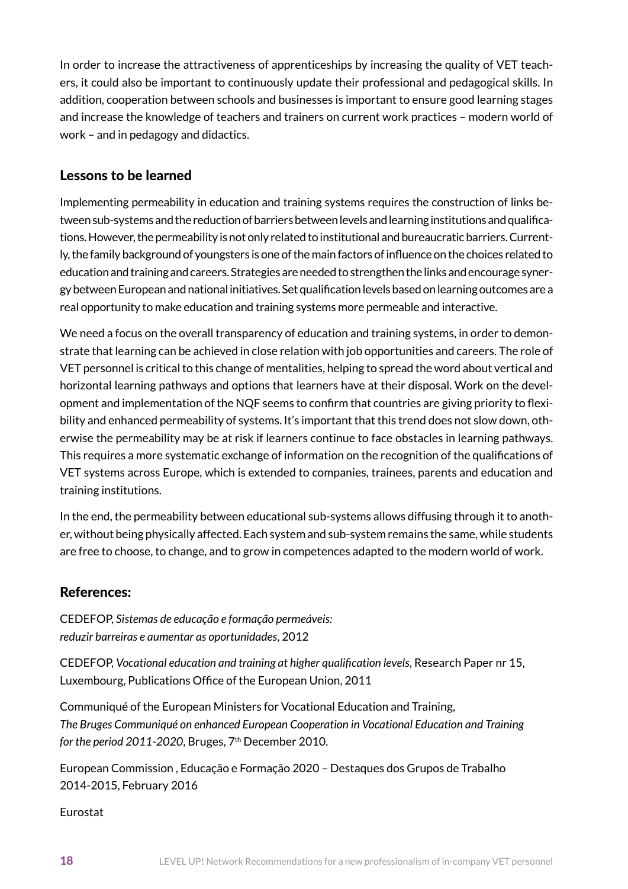In order to increase the attractiveness of apprenticeships by increasing the quality of VET teachers, it could also be important to continuously update their professional and pedagogical skills. In addition, cooperation between schools and businesses is important to ensure good learning stages and increase the knowledge of teachers and trainers on current work practices – modern world of work – and in pedagogy and didactics.

## Lessons to be learned

Implementing permeability in education and training systems requires the construction of links between sub-systems and the reduction of barriers between levels and learning institutions and qualifications. However, the permeability is not only related to institutional and bureaucratic barriers. Currently, the family background of youngsters is one of the main factors of influence on the choices related to education and training and careers. Strategies are needed to strengthen the links and encourage synergy between European and national initiatives. Set qualification levels based on learning outcomes are a real opportunity to make education and training systems more permeable and interactive.

We need a focus on the overall transparency of education and training systems, in order to demonstrate that learning can be achieved in close relation with job opportunities and careers. The role of VET personnel is critical to this change of mentalities, helping to spread the word about vertical and horizontal learning pathways and options that learners have at their disposal. Work on the development and implementation of the NQF seems to confirm that countries are giving priority to flexibility and enhanced permeability of systems. It's important that this trend does not slow down, otherwise the permeability may be at risk if learners continue to face obstacles in learning pathways. This requires a more systematic exchange of information on the recognition of the qualifications of VET systems across Europe, which is extended to companies, trainees, parents and education and training institutions.

In the end, the permeability between educational sub-systems allows diffusing through it to another, without being physically affected. Each system and sub-system remains the same, while students are free to choose, to change, and to grow in competences adapted to the modern world of work.

## References:

CEDEFOP, *Sistemas de educação e formação permeáveis: reduzir barreiras e aumentar as oportunidades*, 2012

CEDEFOP, *Vocational education and training at higher qualification levels*, Research Paper nr 15, Luxembourg, Publications Office of the European Union, 2011

Communiqué of the European Ministers for Vocational Education and Training, *The Bruges Communiqué on enhanced European Cooperation in Vocational Education and Training for the period 2011-2020*, Bruges, 7th December 2010.

European Commission , Educação e Formação 2020 – Destaques dos Grupos de Trabalho 2014-2015, February 2016

Eurostat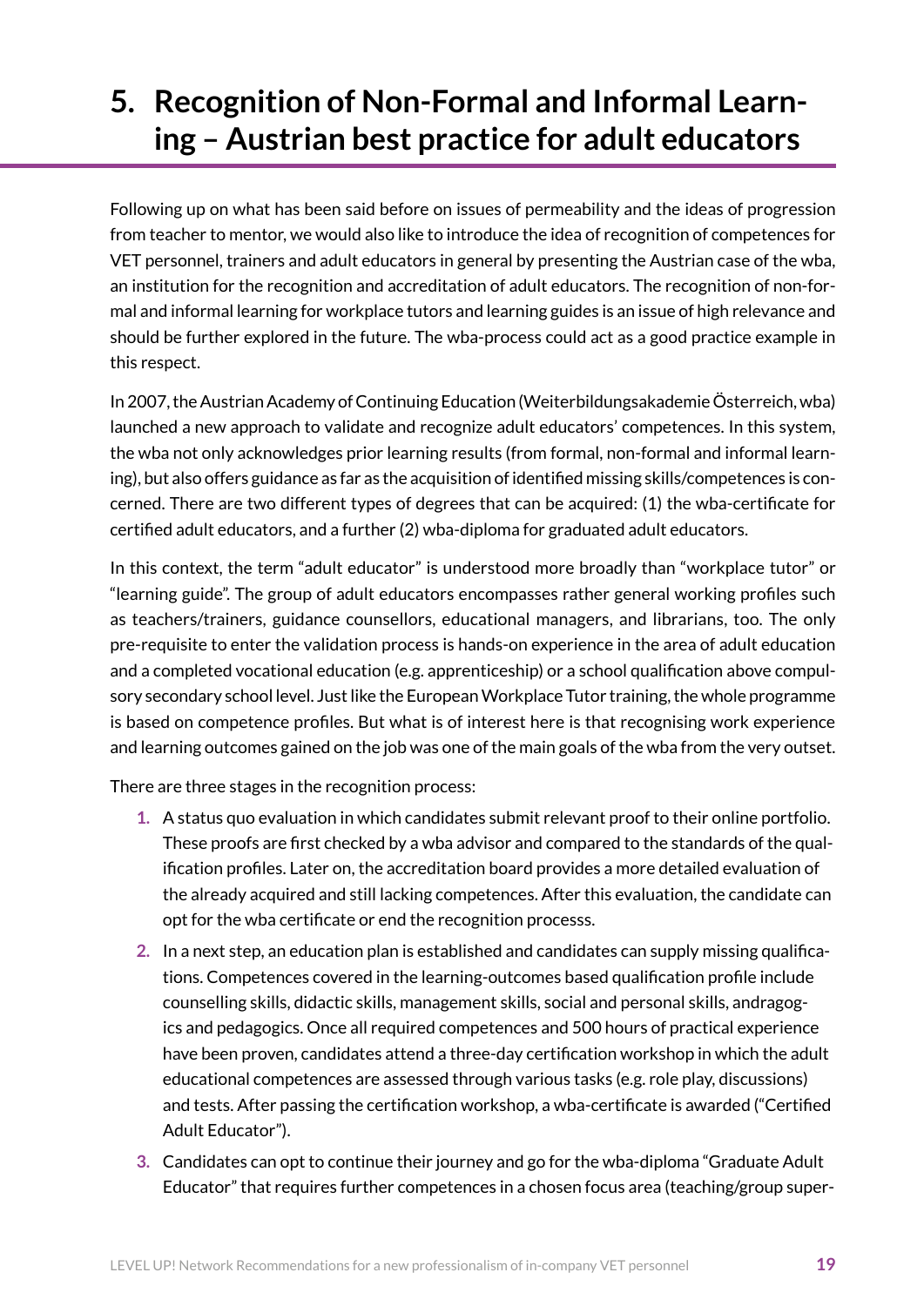# 5. Recognition of Non-Formal and Informal Learning – Austrian best practice for adult educators

Following up on what has been said before on issues of permeability and the ideas of progression from teacher to mentor, we would also like to introduce the idea of recognition of competences for VET personnel, trainers and adult educators in general by presenting the Austrian case of the wba, an institution for the recognition and accreditation of adult educators. The recognition of non-formal and informal learning for workplace tutors and learning guides is an issue of high relevance and should be further explored in the future. The wba-process could act as a good practice example in this respect.

In 2007, the Austrian Academy of Continuing Education (Weiterbildungsakademie Österreich, wba) launched a new approach to validate and recognize adult educators' competences. In this system, the wba not only acknowledges prior learning results (from formal, non-formal and informal learning), but also offers guidance as far as the acquisition of identified missing skills/competences is concerned. There are two different types of degrees that can be acquired: (1) the wba-certificate for certified adult educators, and a further (2) wba-diploma for graduated adult educators.

In this context, the term "adult educator" is understood more broadly than "workplace tutor" or "learning guide". The group of adult educators encompasses rather general working profiles such as teachers/trainers, guidance counsellors, educational managers, and librarians, too. The only pre-requisite to enter the validation process is hands-on experience in the area of adult education and a completed vocational education (e.g. apprenticeship) or a school qualification above compulsory secondary school level. Just like the European Workplace Tutor training, the whole programme is based on competence profiles. But what is of interest here is that recognising work experience and learning outcomes gained on the job was one of the main goals of the wba from the very outset.

There are three stages in the recognition process:

1. A status quo evaluation in which candidates submit relevant proof to their online portfolio. These proofs are first checked by a wba advisor and compared to the standards of the qualification profiles. Later on, the accreditation board provides a more detailed evaluation of the already acquired and still lacking competences. After this evaluation, the candidate can opt for the wba certificate or end the recognition processs.
2. In a next step, an education plan is established and candidates can supply missing qualifications. Competences covered in the learning-outcomes based qualification profile include counselling skills, didactic skills, management skills, social and personal skills, andragogics and pedagogics. Once all required competences and 500 hours of practical experience have been proven, candidates attend a three-day certification workshop in which the adult educational competences are assessed through various tasks (e.g. role play, discussions) and tests. After passing the certification workshop, a wba-certificate is awarded ("Certified Adult Educator").
3. Candidates can opt to continue their journey and go for the wba-diploma "Graduate Adult Educator" that requires further competences in a chosen focus area (teaching/group super-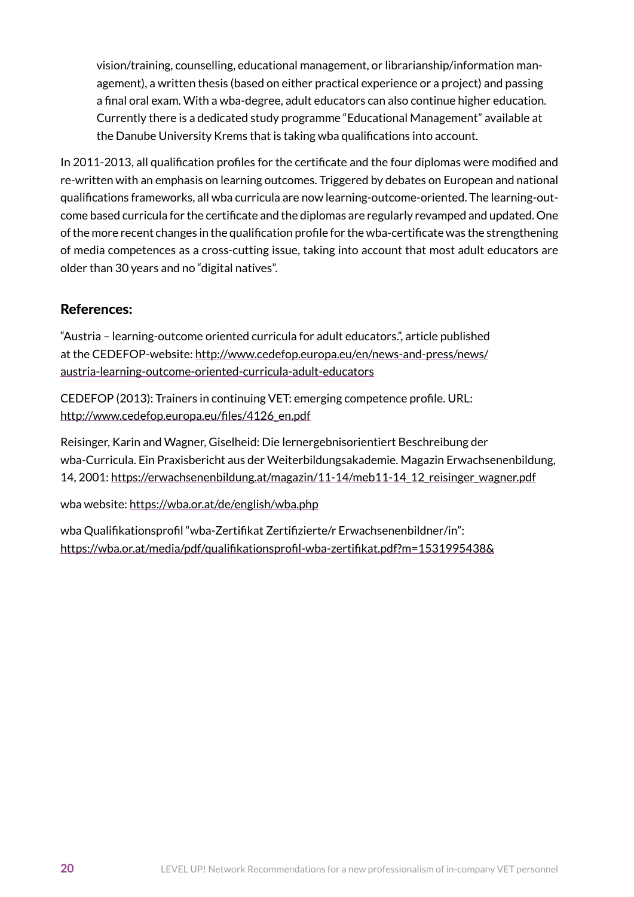vision/training, counselling, educational management, or librarianship/information management), a written thesis (based on either practical experience or a project) and passing a final oral exam. With a wba-degree, adult educators can also continue higher education. Currently there is a dedicated study programme "Educational Management" available at the Danube University Krems that is taking wba qualifications into account.

In 2011-2013, all qualification profiles for the certificate and the four diplomas were modified and re-written with an emphasis on learning outcomes. Triggered by debates on European and national qualifications frameworks, all wba curricula are now learning-outcome-oriented. The learning-outcome based curricula for the certificate and the diplomas are regularly revamped and updated. One of the more recent changes in the qualification profile for the wba-certificate was the strengthening of media competences as a cross-cutting issue, taking into account that most adult educators are older than 30 years and no "digital natives".

## References:

"Austria – learning-outcome oriented curricula for adult educators.", article published at the CEDEFOP-website: http://www.cedefop.europa.eu/en/news-and-press/news/austria-learning-outcome-oriented-curricula-adult-educators

CEDEFOP (2013): Trainers in continuing VET: emerging competence profile. URL: http://www.cedefop.europa.eu/files/4126_en.pdf

Reisinger, Karin and Wagner, Giselheid: Die lernergebnisorientiert Beschreibung der wba-Curricula. Ein Praxisbericht aus der Weiterbildungsakademie. Magazin Erwachsenenbildung, 14, 2001: https://erwachsenenbildung.at/magazin/11-14/meb11-14_12_reisinger_wagner.pdf

wba website: https://wba.or.at/de/english/wba.php

wba Qualifikationsprofil "wba-Zertifikat Zertifizierte/r Erwachsenenbildner/in": https://wba.or.at/media/pdf/qualifikationsprofil-wba-zertifikat.pdf?m=1531995438&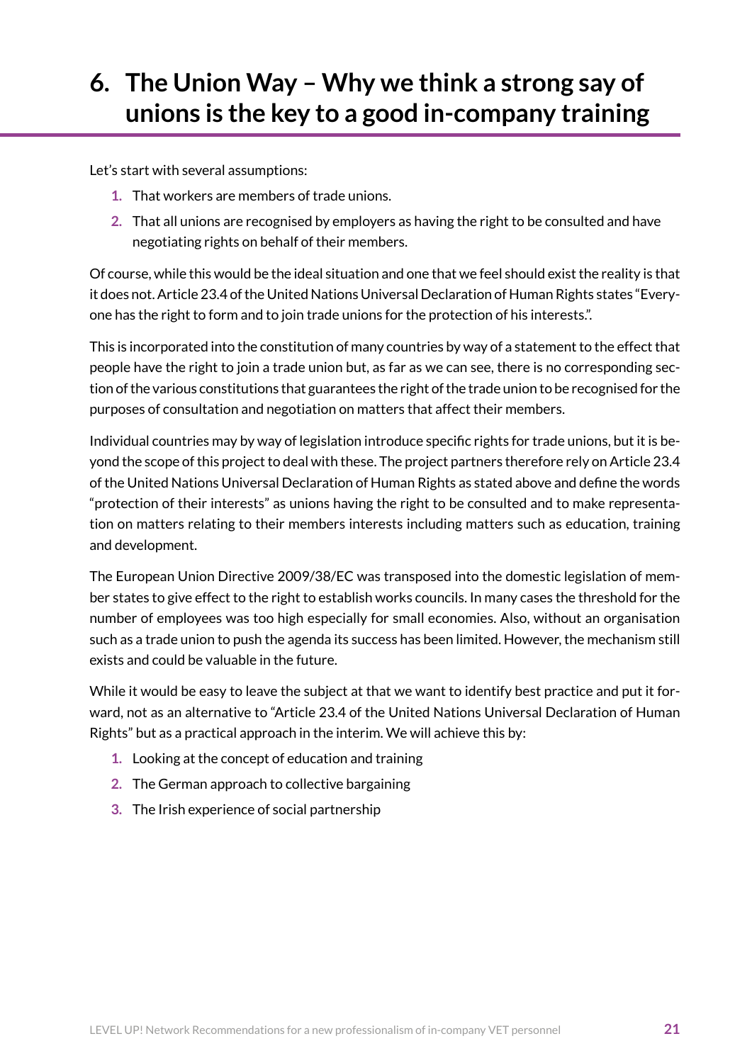# 6. The Union Way – Why we think a strong say of unions is the key to a good in-company training

Let's start with several assumptions:

1. That workers are members of trade unions.
2. That all unions are recognised by employers as having the right to be consulted and have negotiating rights on behalf of their members.

Of course, while this would be the ideal situation and one that we feel should exist the reality is that it does not. Article 23.4 of the United Nations Universal Declaration of Human Rights states "Everyone has the right to form and to join trade unions for the protection of his interests.".

This is incorporated into the constitution of many countries by way of a statement to the effect that people have the right to join a trade union but, as far as we can see, there is no corresponding section of the various constitutions that guarantees the right of the trade union to be recognised for the purposes of consultation and negotiation on matters that affect their members.

Individual countries may by way of legislation introduce specific rights for trade unions, but it is beyond the scope of this project to deal with these. The project partners therefore rely on Article 23.4 of the United Nations Universal Declaration of Human Rights as stated above and define the words "protection of their interests" as unions having the right to be consulted and to make representation on matters relating to their members interests including matters such as education, training and development.

The European Union Directive 2009/38/EC was transposed into the domestic legislation of member states to give effect to the right to establish works councils. In many cases the threshold for the number of employees was too high especially for small economies. Also, without an organisation such as a trade union to push the agenda its success has been limited. However, the mechanism still exists and could be valuable in the future.

While it would be easy to leave the subject at that we want to identify best practice and put it forward, not as an alternative to "Article 23.4 of the United Nations Universal Declaration of Human Rights" but as a practical approach in the interim. We will achieve this by:

1. Looking at the concept of education and training
2. The German approach to collective bargaining
3. The Irish experience of social partnership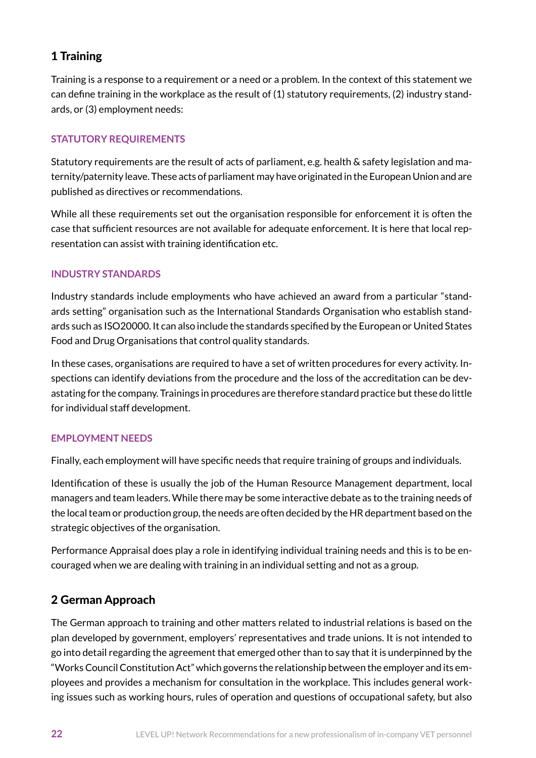## 1 Training

Training is a response to a requirement or a need or a problem. In the context of this statement we can define training in the workplace as the result of (1) statutory requirements, (2) industry standards, or (3) employment needs:

### STATUTORY REQUIREMENTS

Statutory requirements are the result of acts of parliament, e.g. health & safety legislation and maternity/paternity leave. These acts of parliament may have originated in the European Union and are published as directives or recommendations.

While all these requirements set out the organisation responsible for enforcement it is often the case that sufficient resources are not available for adequate enforcement. It is here that local representation can assist with training identification etc.

### INDUSTRY STANDARDS

Industry standards include employments who have achieved an award from a particular "standards setting" organisation such as the International Standards Organisation who establish standards such as ISO20000. It can also include the standards specified by the European or United States Food and Drug Organisations that control quality standards.

In these cases, organisations are required to have a set of written procedures for every activity. Inspections can identify deviations from the procedure and the loss of the accreditation can be devastating for the company. Trainings in procedures are therefore standard practice but these do little for individual staff development.

### EMPLOYMENT NEEDS

Finally, each employment will have specific needs that require training of groups and individuals.

Identification of these is usually the job of the Human Resource Management department, local managers and team leaders. While there may be some interactive debate as to the training needs of the local team or production group, the needs are often decided by the HR department based on the strategic objectives of the organisation.

Performance Appraisal does play a role in identifying individual training needs and this is to be encouraged when we are dealing with training in an individual setting and not as a group.

## 2 German Approach

The German approach to training and other matters related to industrial relations is based on the plan developed by government, employers' representatives and trade unions. It is not intended to go into detail regarding the agreement that emerged other than to say that it is underpinned by the "Works Council Constitution Act" which governs the relationship between the employer and its employees and provides a mechanism for consultation in the workplace. This includes general working issues such as working hours, rules of operation and questions of occupational safety, but also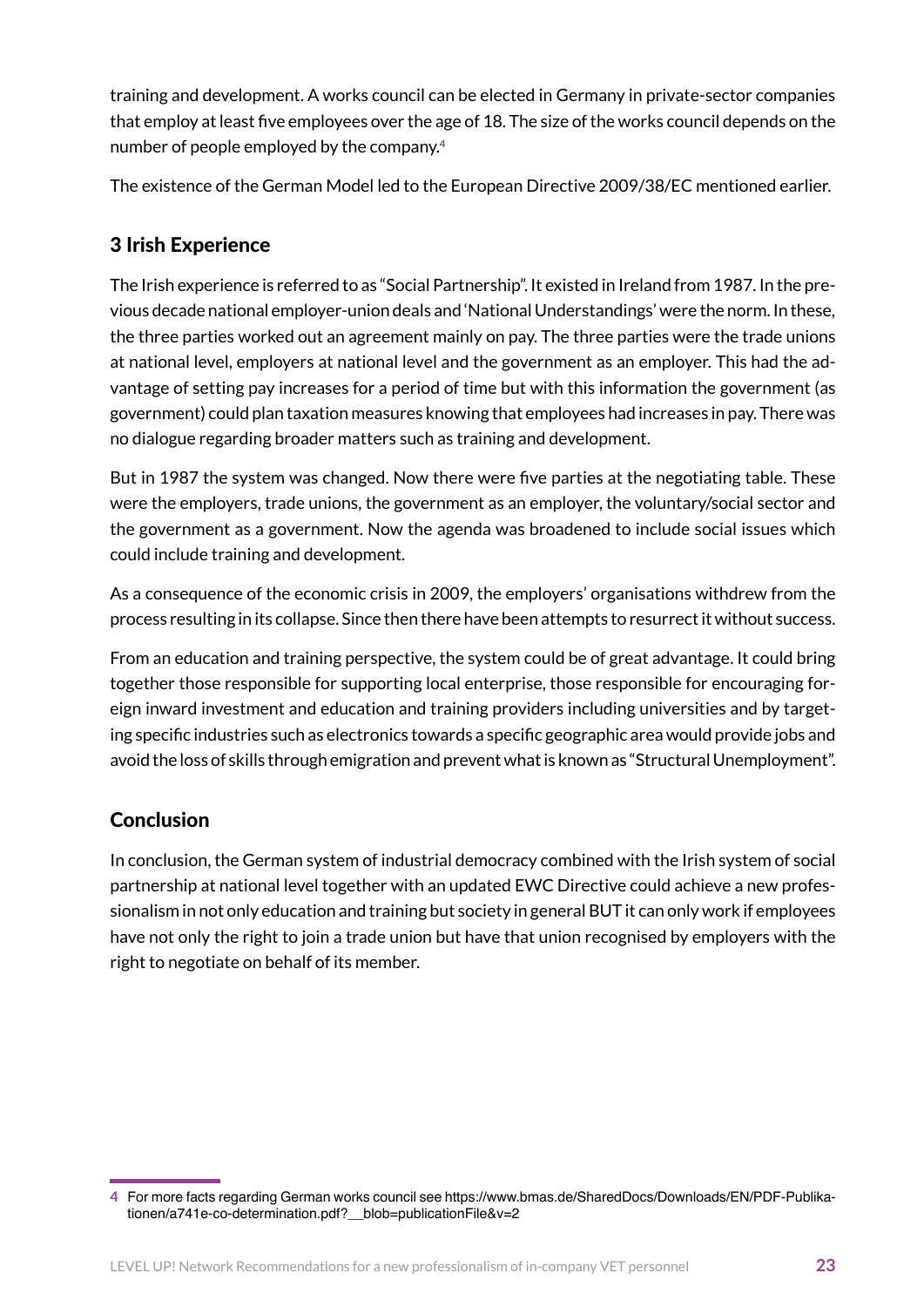training and development. A works council can be elected in Germany in private-sector companies that employ at least five employees over the age of 18. The size of the works council depends on the number of people employed by the company.[4]

The existence of the German Model led to the European Directive 2009/38/EC mentioned earlier.

## 3 Irish Experience

The Irish experience is referred to as "Social Partnership". It existed in Ireland from 1987. In the previous decade national employer-union deals and 'National Understandings' were the norm. In these, the three parties worked out an agreement mainly on pay. The three parties were the trade unions at national level, employers at national level and the government as an employer. This had the advantage of setting pay increases for a period of time but with this information the government (as government) could plan taxation measures knowing that employees had increases in pay. There was no dialogue regarding broader matters such as training and development.

But in 1987 the system was changed. Now there were five parties at the negotiating table. These were the employers, trade unions, the government as an employer, the voluntary/social sector and the government as a government. Now the agenda was broadened to include social issues which could include training and development.

As a consequence of the economic crisis in 2009, the employers' organisations withdrew from the process resulting in its collapse. Since then there have been attempts to resurrect it without success.

From an education and training perspective, the system could be of great advantage. It could bring together those responsible for supporting local enterprise, those responsible for encouraging foreign inward investment and education and training providers including universities and by targeting specific industries such as electronics towards a specific geographic area would provide jobs and avoid the loss of skills through emigration and prevent what is known as "Structural Unemployment".

## Conclusion

In conclusion, the German system of industrial democracy combined with the Irish system of social partnership at national level together with an updated EWC Directive could achieve a new professionalism in not only education and training but society in general BUT it can only work if employees have not only the right to join a trade union but have that union recognised by employers with the right to negotiate on behalf of its member.

---

4 For more facts regarding German works council see https://www.bmas.de/SharedDocs/Downloads/EN/PDF-Publikationen/a741e-co-determination.pdf?__blob=publicationFile&v=2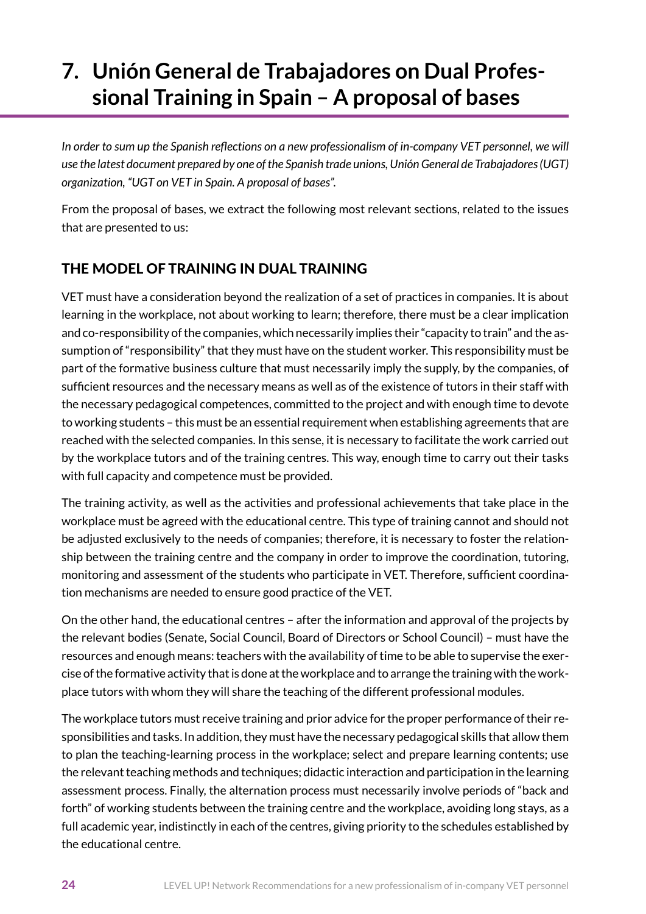# 7. Unión General de Trabajadores on Dual Professional Training in Spain – A proposal of bases

*In order to sum up the Spanish reflections on a new professionalism of in-company VET personnel, we will use the latest document prepared by one of the Spanish trade unions, Unión General de Trabajadores (UGT) organization, "UGT on VET in Spain. A proposal of bases".*

From the proposal of bases, we extract the following most relevant sections, related to the issues that are presented to us:

## THE MODEL OF TRAINING IN DUAL TRAINING

VET must have a consideration beyond the realization of a set of practices in companies. It is about learning in the workplace, not about working to learn; therefore, there must be a clear implication and co-responsibility of the companies, which necessarily implies their "capacity to train" and the assumption of "responsibility" that they must have on the student worker. This responsibility must be part of the formative business culture that must necessarily imply the supply, by the companies, of sufficient resources and the necessary means as well as of the existence of tutors in their staff with the necessary pedagogical competences, committed to the project and with enough time to devote to working students – this must be an essential requirement when establishing agreements that are reached with the selected companies. In this sense, it is necessary to facilitate the work carried out by the workplace tutors and of the training centres. This way, enough time to carry out their tasks with full capacity and competence must be provided.

The training activity, as well as the activities and professional achievements that take place in the workplace must be agreed with the educational centre. This type of training cannot and should not be adjusted exclusively to the needs of companies; therefore, it is necessary to foster the relationship between the training centre and the company in order to improve the coordination, tutoring, monitoring and assessment of the students who participate in VET. Therefore, sufficient coordination mechanisms are needed to ensure good practice of the VET.

On the other hand, the educational centres – after the information and approval of the projects by the relevant bodies (Senate, Social Council, Board of Directors or School Council) – must have the resources and enough means: teachers with the availability of time to be able to supervise the exercise of the formative activity that is done at the workplace and to arrange the training with the workplace tutors with whom they will share the teaching of the different professional modules.

The workplace tutors must receive training and prior advice for the proper performance of their responsibilities and tasks. In addition, they must have the necessary pedagogical skills that allow them to plan the teaching-learning process in the workplace; select and prepare learning contents; use the relevant teaching methods and techniques; didactic interaction and participation in the learning assessment process. Finally, the alternation process must necessarily involve periods of "back and forth" of working students between the training centre and the workplace, avoiding long stays, as a full academic year, indistinctly in each of the centres, giving priority to the schedules established by the educational centre.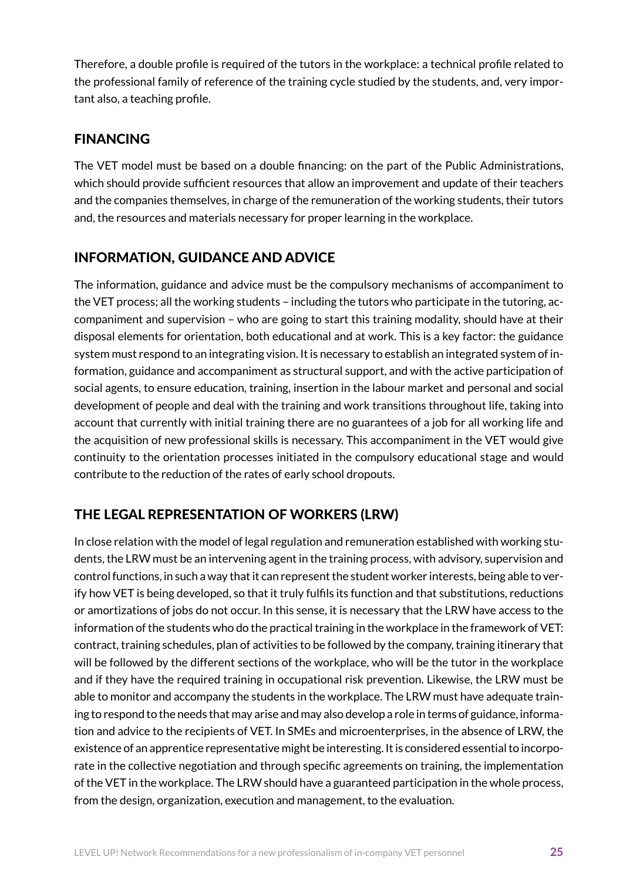Therefore, a double profile is required of the tutors in the workplace: a technical profile related to the professional family of reference of the training cycle studied by the students, and, very important also, a teaching profile.

## FINANCING

The VET model must be based on a double financing: on the part of the Public Administrations, which should provide sufficient resources that allow an improvement and update of their teachers and the companies themselves, in charge of the remuneration of the working students, their tutors and, the resources and materials necessary for proper learning in the workplace.

## INFORMATION, GUIDANCE AND ADVICE

The information, guidance and advice must be the compulsory mechanisms of accompaniment to the VET process; all the working students – including the tutors who participate in the tutoring, accompaniment and supervision – who are going to start this training modality, should have at their disposal elements for orientation, both educational and at work. This is a key factor: the guidance system must respond to an integrating vision. It is necessary to establish an integrated system of information, guidance and accompaniment as structural support, and with the active participation of social agents, to ensure education, training, insertion in the labour market and personal and social development of people and deal with the training and work transitions throughout life, taking into account that currently with initial training there are no guarantees of a job for all working life and the acquisition of new professional skills is necessary. This accompaniment in the VET would give continuity to the orientation processes initiated in the compulsory educational stage and would contribute to the reduction of the rates of early school dropouts.

## THE LEGAL REPRESENTATION OF WORKERS (LRW)

In close relation with the model of legal regulation and remuneration established with working students, the LRW must be an intervening agent in the training process, with advisory, supervision and control functions, in such a way that it can represent the student worker interests, being able to verify how VET is being developed, so that it truly fulfils its function and that substitutions, reductions or amortizations of jobs do not occur. In this sense, it is necessary that the LRW have access to the information of the students who do the practical training in the workplace in the framework of VET: contract, training schedules, plan of activities to be followed by the company, training itinerary that will be followed by the different sections of the workplace, who will be the tutor in the workplace and if they have the required training in occupational risk prevention. Likewise, the LRW must be able to monitor and accompany the students in the workplace. The LRW must have adequate training to respond to the needs that may arise and may also develop a role in terms of guidance, information and advice to the recipients of VET. In SMEs and microenterprises, in the absence of LRW, the existence of an apprentice representative might be interesting. It is considered essential to incorporate in the collective negotiation and through specific agreements on training, the implementation of the VET in the workplace. The LRW should have a guaranteed participation in the whole process, from the design, organization, execution and management, to the evaluation.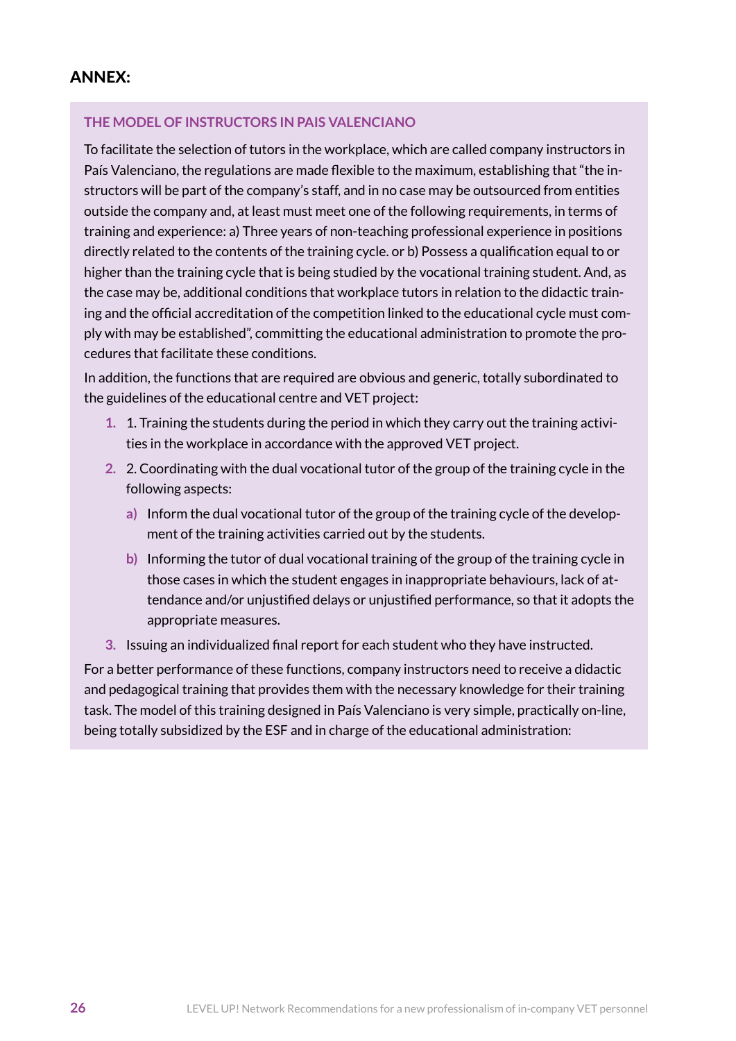## ANNEX:

### THE MODEL OF INSTRUCTORS IN PAIS VALENCIANO

To facilitate the selection of tutors in the workplace, which are called company instructors in País Valenciano, the regulations are made flexible to the maximum, establishing that "the instructors will be part of the company's staff, and in no case may be outsourced from entities outside the company and, at least must meet one of the following requirements, in terms of training and experience: a) Three years of non-teaching professional experience in positions directly related to the contents of the training cycle. or b) Possess a qualification equal to or higher than the training cycle that is being studied by the vocational training student. And, as the case may be, additional conditions that workplace tutors in relation to the didactic training and the official accreditation of the competition linked to the educational cycle must comply with may be established", committing the educational administration to promote the procedures that facilitate these conditions.

In addition, the functions that are required are obvious and generic, totally subordinated to the guidelines of the educational centre and VET project:

1. 1. Training the students during the period in which they carry out the training activities in the workplace in accordance with the approved VET project.
2. 2. Coordinating with the dual vocational tutor of the group of the training cycle in the following aspects:
   a) Inform the dual vocational tutor of the group of the training cycle of the development of the training activities carried out by the students.
   b) Informing the tutor of dual vocational training of the group of the training cycle in those cases in which the student engages in inappropriate behaviours, lack of attendance and/or unjustified delays or unjustified performance, so that it adopts the appropriate measures.
3. Issuing an individualized final report for each student who they have instructed.

For a better performance of these functions, company instructors need to receive a didactic and pedagogical training that provides them with the necessary knowledge for their training task. The model of this training designed in País Valenciano is very simple, practically on-line, being totally subsidized by the ESF and in charge of the educational administration: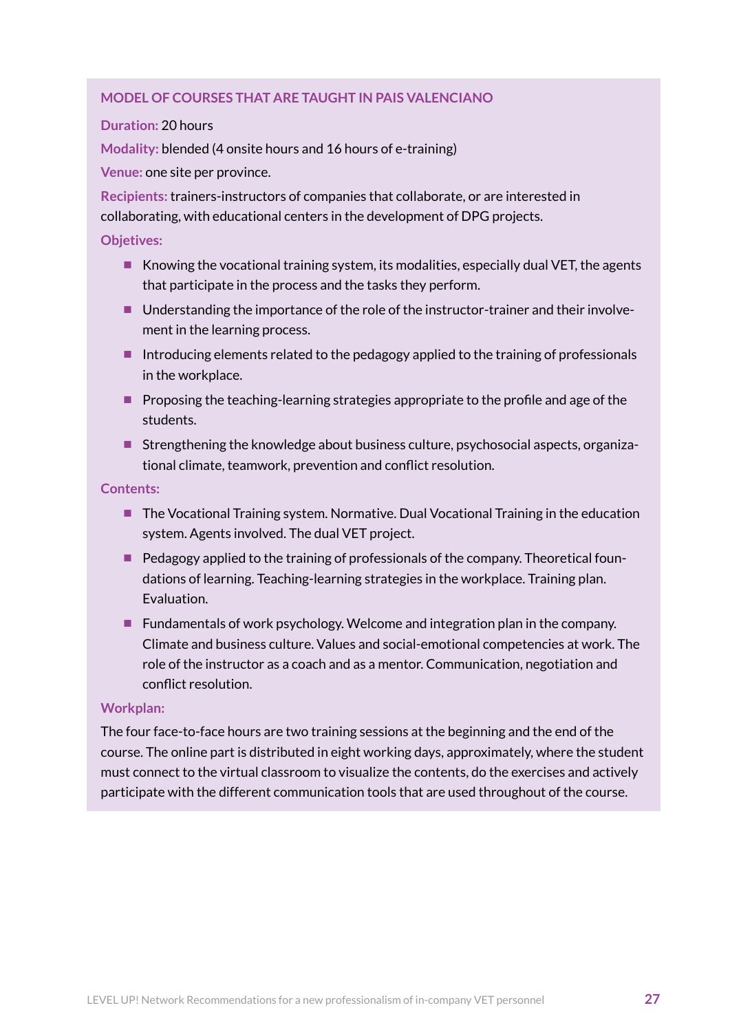### MODEL OF COURSES THAT ARE TAUGHT IN PAIS VALENCIANO

**Duration:** 20 hours

**Modality:** blended (4 onsite hours and 16 hours of e-training)

**Venue:** one site per province.

**Recipients:** trainers-instructors of companies that collaborate, or are interested in collaborating, with educational centers in the development of DPG projects.

**Objetives:**

- Knowing the vocational training system, its modalities, especially dual VET, the agents that participate in the process and the tasks they perform.
- Understanding the importance of the role of the instructor-trainer and their involvement in the learning process.
- Introducing elements related to the pedagogy applied to the training of professionals in the workplace.
- Proposing the teaching-learning strategies appropriate to the profile and age of the students.
- Strengthening the knowledge about business culture, psychosocial aspects, organizational climate, teamwork, prevention and conflict resolution.

**Contents:**

- The Vocational Training system. Normative. Dual Vocational Training in the education system. Agents involved. The dual VET project.
- Pedagogy applied to the training of professionals of the company. Theoretical foundations of learning. Teaching-learning strategies in the workplace. Training plan. Evaluation.
- Fundamentals of work psychology. Welcome and integration plan in the company. Climate and business culture. Values and social-emotional competencies at work. The role of the instructor as a coach and as a mentor. Communication, negotiation and conflict resolution.

**Workplan:**

The four face-to-face hours are two training sessions at the beginning and the end of the course. The online part is distributed in eight working days, approximately, where the student must connect to the virtual classroom to visualize the contents, do the exercises and actively participate with the different communication tools that are used throughout of the course.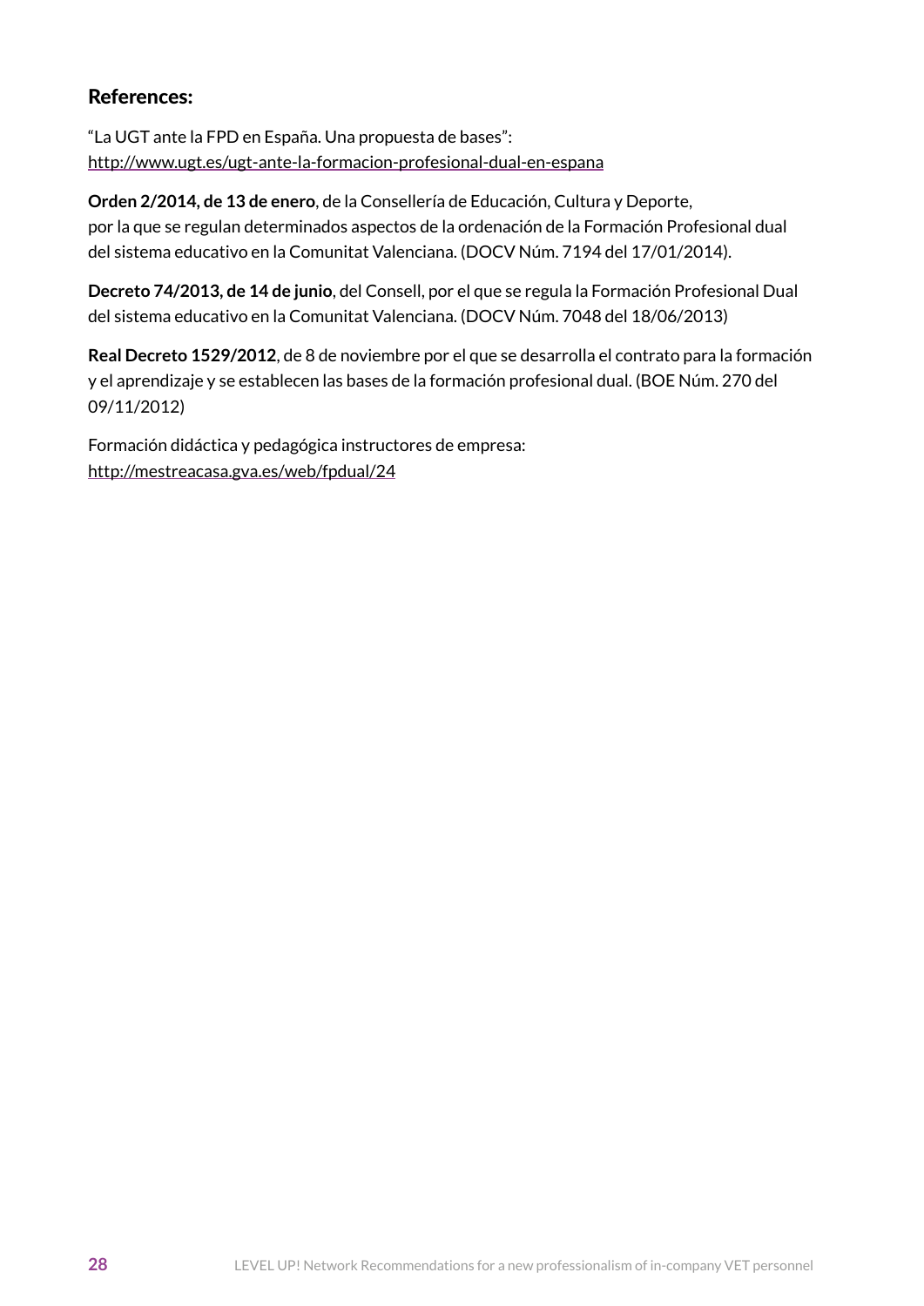## References:

"La UGT ante la FPD en España. Una propuesta de bases": http://www.ugt.es/ugt-ante-la-formacion-profesional-dual-en-espana

**Orden 2/2014, de 13 de enero**, de la Consellería de Educación, Cultura y Deporte, por la que se regulan determinados aspectos de la ordenación de la Formación Profesional dual del sistema educativo en la Comunitat Valenciana. (DOCV Núm. 7194 del 17/01/2014).

**Decreto 74/2013, de 14 de junio**, del Consell, por el que se regula la Formación Profesional Dual del sistema educativo en la Comunitat Valenciana. (DOCV Núm. 7048 del 18/06/2013)

**Real Decreto 1529/2012**, de 8 de noviembre por el que se desarrolla el contrato para la formación y el aprendizaje y se establecen las bases de la formación profesional dual. (BOE Núm. 270 del 09/11/2012)

Formación didáctica y pedagógica instructores de empresa: http://mestreacasa.gva.es/web/fpdual/24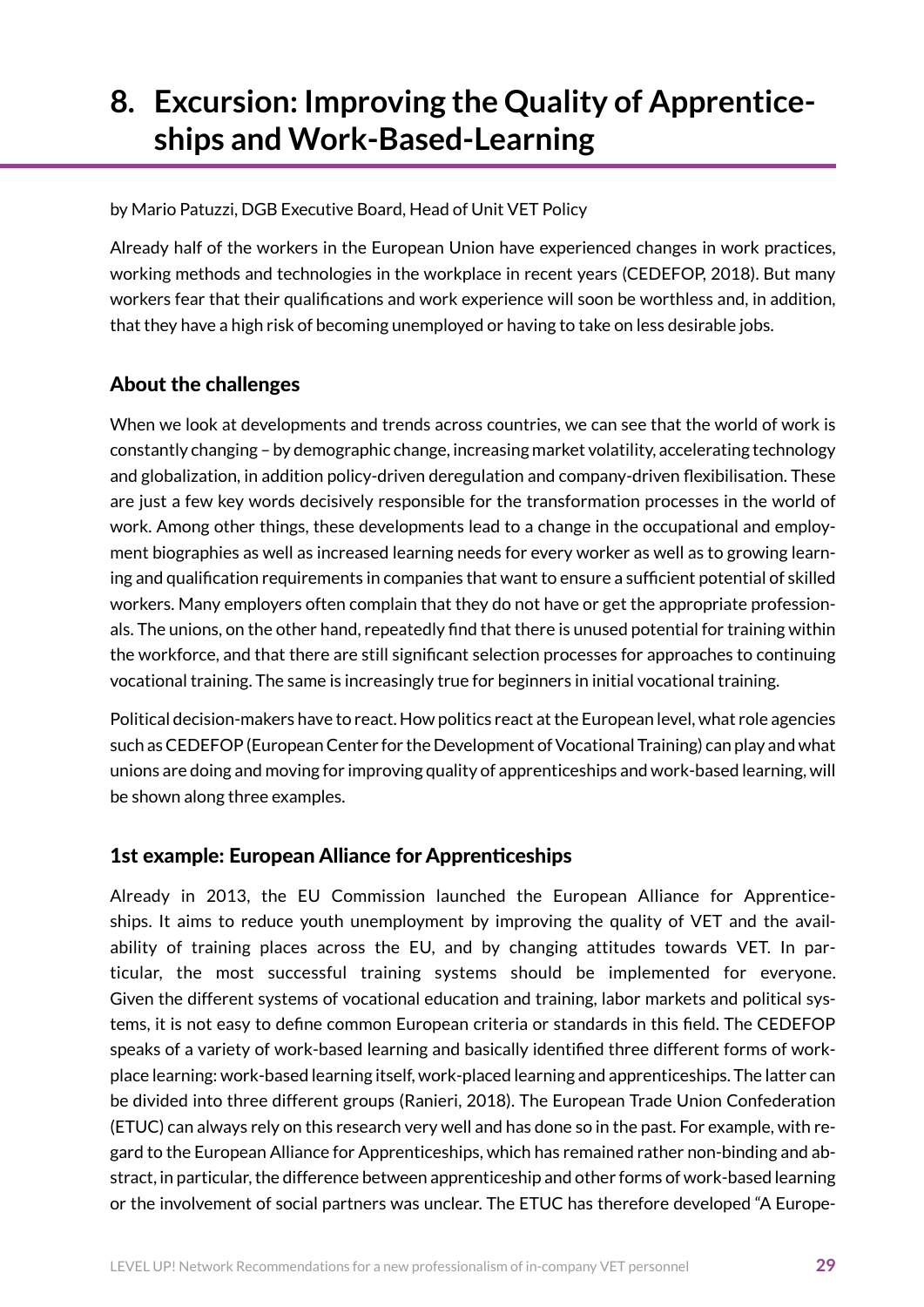# 8. Excursion: Improving the Quality of Apprenticeships and Work-Based-Learning

by Mario Patuzzi, DGB Executive Board, Head of Unit VET Policy

Already half of the workers in the European Union have experienced changes in work practices, working methods and technologies in the workplace in recent years (CEDEFOP, 2018). But many workers fear that their qualifications and work experience will soon be worthless and, in addition, that they have a high risk of becoming unemployed or having to take on less desirable jobs.

### About the challenges

When we look at developments and trends across countries, we can see that the world of work is constantly changing – by demographic change, increasing market volatility, accelerating technology and globalization, in addition policy-driven deregulation and company-driven flexibilisation. These are just a few key words decisively responsible for the transformation processes in the world of work. Among other things, these developments lead to a change in the occupational and employment biographies as well as increased learning needs for every worker as well as to growing learning and qualification requirements in companies that want to ensure a sufficient potential of skilled workers. Many employers often complain that they do not have or get the appropriate professionals. The unions, on the other hand, repeatedly find that there is unused potential for training within the workforce, and that there are still significant selection processes for approaches to continuing vocational training. The same is increasingly true for beginners in initial vocational training.

Political decision-makers have to react. How politics react at the European level, what role agencies such as CEDEFOP (European Center for the Development of Vocational Training) can play and what unions are doing and moving for improving quality of apprenticeships and work-based learning, will be shown along three examples.

### 1st example: European Alliance for Apprenticeships

Already in 2013, the EU Commission launched the European Alliance for Apprenticeships. It aims to reduce youth unemployment by improving the quality of VET and the availability of training places across the EU, and by changing attitudes towards VET. In particular, the most successful training systems should be implemented for everyone. Given the different systems of vocational education and training, labor markets and political systems, it is not easy to define common European criteria or standards in this field. The CEDEFOP speaks of a variety of work-based learning and basically identified three different forms of workplace learning: work-based learning itself, work-placed learning and apprenticeships. The latter can be divided into three different groups (Ranieri, 2018). The European Trade Union Confederation (ETUC) can always rely on this research very well and has done so in the past. For example, with regard to the European Alliance for Apprenticeships, which has remained rather non-binding and abstract, in particular, the difference between apprenticeship and other forms of work-based learning or the involvement of social partners was unclear. The ETUC has therefore developed "A Europe-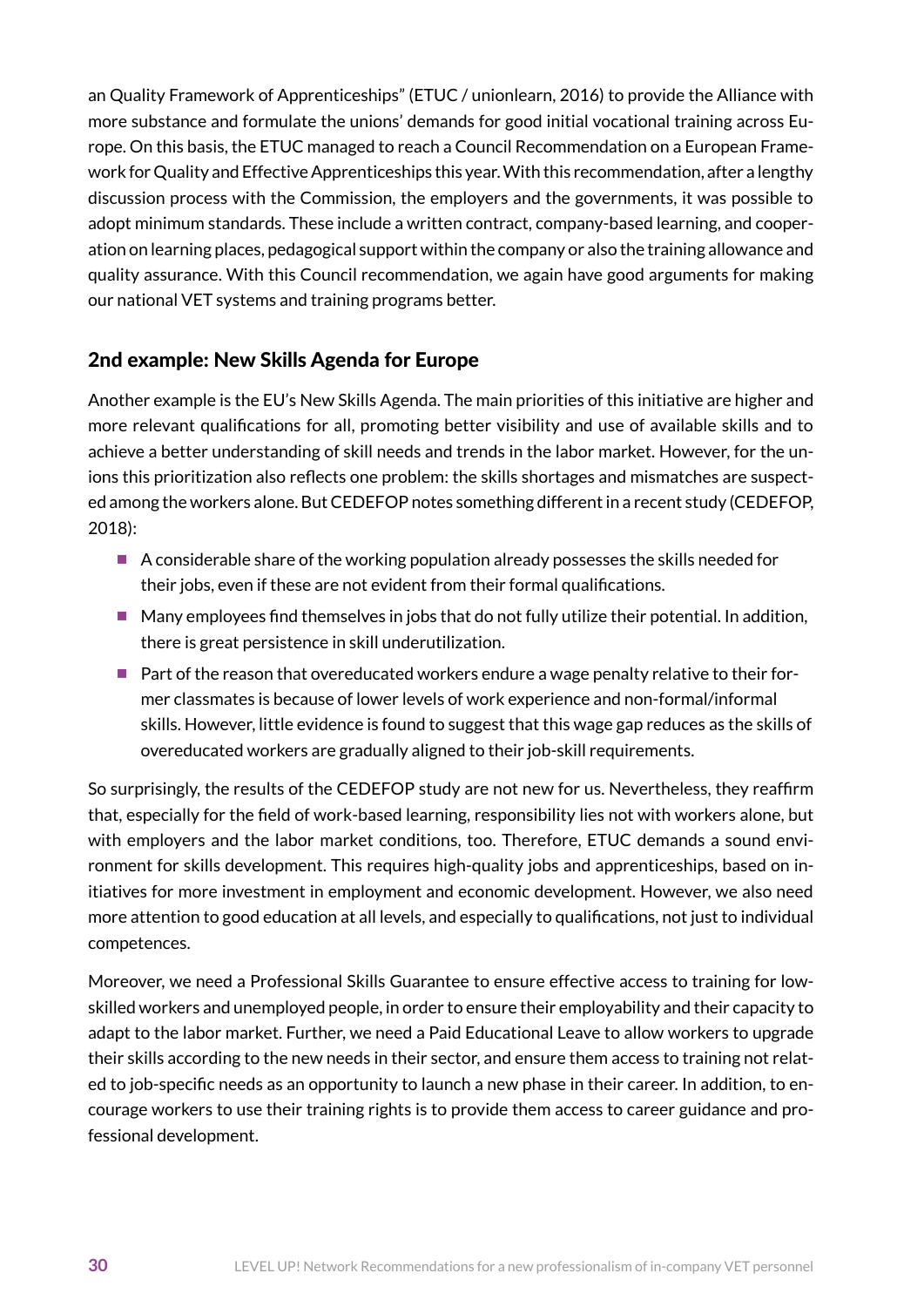an Quality Framework of Apprenticeships" (ETUC / unionlearn, 2016) to provide the Alliance with more substance and formulate the unions' demands for good initial vocational training across Europe. On this basis, the ETUC managed to reach a Council Recommendation on a European Framework for Quality and Effective Apprenticeships this year. With this recommendation, after a lengthy discussion process with the Commission, the employers and the governments, it was possible to adopt minimum standards. These include a written contract, company-based learning, and cooperation on learning places, pedagogical support within the company or also the training allowance and quality assurance. With this Council recommendation, we again have good arguments for making our national VET systems and training programs better.

## 2nd example: New Skills Agenda for Europe

Another example is the EU's New Skills Agenda. The main priorities of this initiative are higher and more relevant qualifications for all, promoting better visibility and use of available skills and to achieve a better understanding of skill needs and trends in the labor market. However, for the unions this prioritization also reflects one problem: the skills shortages and mismatches are suspected among the workers alone. But CEDEFOP notes something different in a recent study (CEDEFOP, 2018):

- A considerable share of the working population already possesses the skills needed for their jobs, even if these are not evident from their formal qualifications.
- Many employees find themselves in jobs that do not fully utilize their potential. In addition, there is great persistence in skill underutilization.
- Part of the reason that overeducated workers endure a wage penalty relative to their former classmates is because of lower levels of work experience and non-formal/informal skills. However, little evidence is found to suggest that this wage gap reduces as the skills of overeducated workers are gradually aligned to their job-skill requirements.

So surprisingly, the results of the CEDEFOP study are not new for us. Nevertheless, they reaffirm that, especially for the field of work-based learning, responsibility lies not with workers alone, but with employers and the labor market conditions, too. Therefore, ETUC demands a sound environment for skills development. This requires high-quality jobs and apprenticeships, based on initiatives for more investment in employment and economic development. However, we also need more attention to good education at all levels, and especially to qualifications, not just to individual competences.

Moreover, we need a Professional Skills Guarantee to ensure effective access to training for low-skilled workers and unemployed people, in order to ensure their employability and their capacity to adapt to the labor market. Further, we need a Paid Educational Leave to allow workers to upgrade their skills according to the new needs in their sector, and ensure them access to training not related to job-specific needs as an opportunity to launch a new phase in their career. In addition, to encourage workers to use their training rights is to provide them access to career guidance and professional development.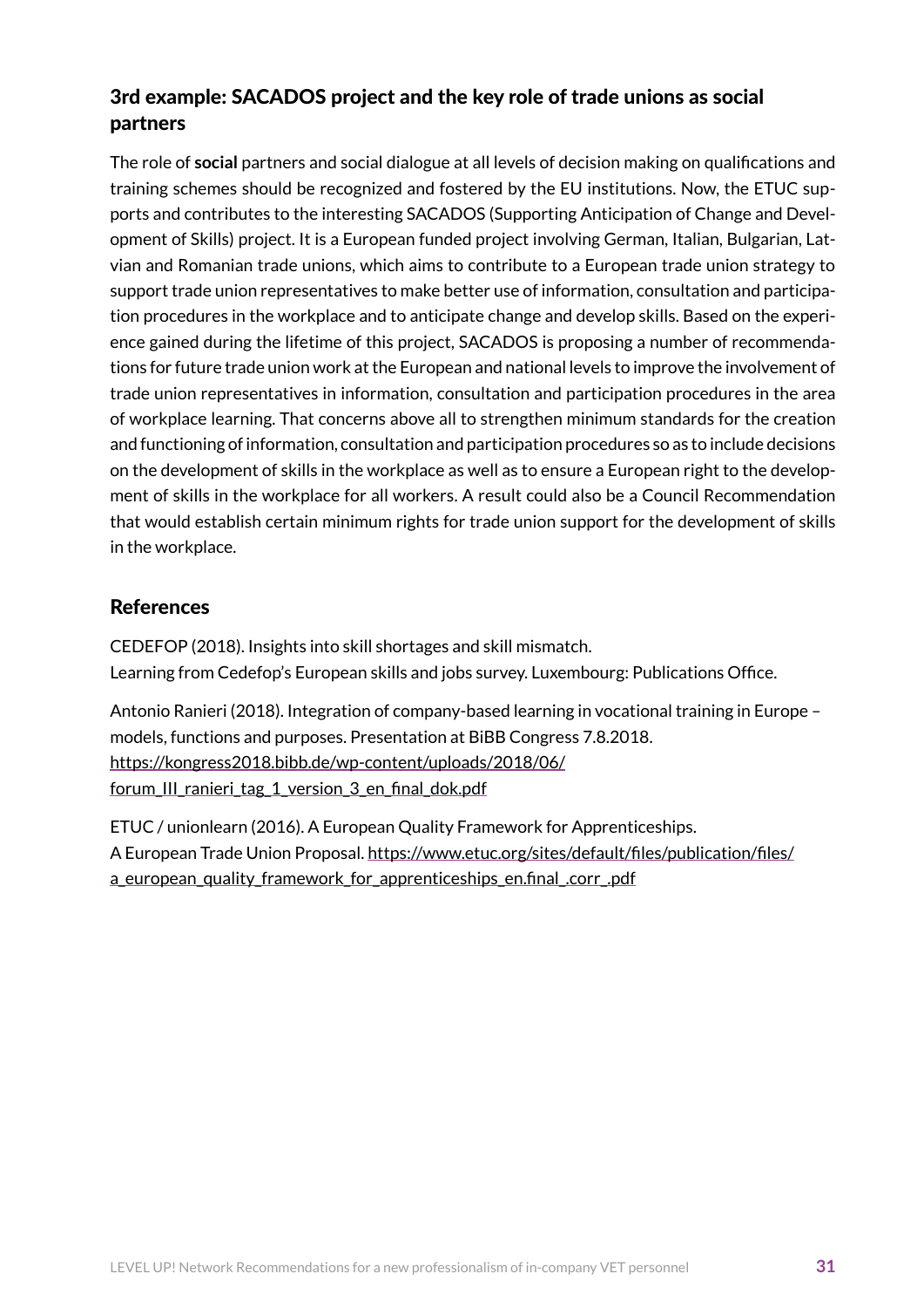### 3rd example: SACADOS project and the key role of trade unions as social partners

The role of **social** partners and social dialogue at all levels of decision making on qualifications and training schemes should be recognized and fostered by the EU institutions. Now, the ETUC supports and contributes to the interesting SACADOS (Supporting Anticipation of Change and Development of Skills) project. It is a European funded project involving German, Italian, Bulgarian, Latvian and Romanian trade unions, which aims to contribute to a European trade union strategy to support trade union representatives to make better use of information, consultation and participation procedures in the workplace and to anticipate change and develop skills. Based on the experience gained during the lifetime of this project, SACADOS is proposing a number of recommendations for future trade union work at the European and national levels to improve the involvement of trade union representatives in information, consultation and participation procedures in the area of workplace learning. That concerns above all to strengthen minimum standards for the creation and functioning of information, consultation and participation procedures so as to include decisions on the development of skills in the workplace as well as to ensure a European right to the development of skills in the workplace for all workers. A result could also be a Council Recommendation that would establish certain minimum rights for trade union support for the development of skills in the workplace.

## References

CEDEFOP (2018). Insights into skill shortages and skill mismatch.
Learning from Cedefop's European skills and jobs survey. Luxembourg: Publications Office.

Antonio Ranieri (2018). Integration of company-based learning in vocational training in Europe – models, functions and purposes. Presentation at BiBB Congress 7.8.2018.
https://kongress2018.bibb.de/wp-content/uploads/2018/06/forum_III_ranieri_tag_1_version_3_en_final_dok.pdf

ETUC / unionlearn (2016). A European Quality Framework for Apprenticeships.
A European Trade Union Proposal. https://www.etuc.org/sites/default/files/publication/files/a_european_quality_framework_for_apprenticeships_en.final_.corr_.pdf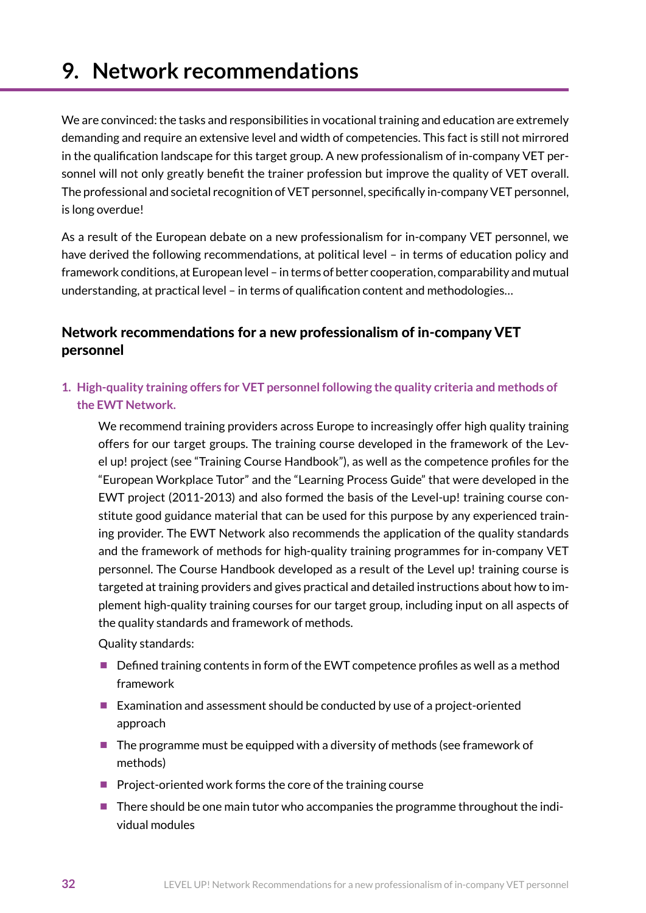# 9. Network recommendations

We are convinced: the tasks and responsibilities in vocational training and education are extremely demanding and require an extensive level and width of competencies. This fact is still not mirrored in the qualification landscape for this target group. A new professionalism of in-company VET personnel will not only greatly benefit the trainer profession but improve the quality of VET overall. The professional and societal recognition of VET personnel, specifically in-company VET personnel, is long overdue!

As a result of the European debate on a new professionalism for in-company VET personnel, we have derived the following recommendations, at political level – in terms of education policy and framework conditions, at European level – in terms of better cooperation, comparability and mutual understanding, at practical level – in terms of qualification content and methodologies…

## Network recommendations for a new professionalism of in-company VET personnel

1. **High-quality training offers for VET personnel following the quality criteria and methods of the EWT Network.**

   We recommend training providers across Europe to increasingly offer high quality training offers for our target groups. The training course developed in the framework of the Level up! project (see "Training Course Handbook"), as well as the competence profiles for the "European Workplace Tutor" and the "Learning Process Guide" that were developed in the EWT project (2011-2013) and also formed the basis of the Level-up! training course constitute good guidance material that can be used for this purpose by any experienced training provider. The EWT Network also recommends the application of the quality standards and the framework of methods for high-quality training programmes for in-company VET personnel. The Course Handbook developed as a result of the Level up! training course is targeted at training providers and gives practical and detailed instructions about how to implement high-quality training courses for our target group, including input on all aspects of the quality standards and framework of methods.

   Quality standards:

   - Defined training contents in form of the EWT competence profiles as well as a method framework
   - Examination and assessment should be conducted by use of a project-oriented approach
   - The programme must be equipped with a diversity of methods (see framework of methods)
   - Project-oriented work forms the core of the training course
   - There should be one main tutor who accompanies the programme throughout the individual modules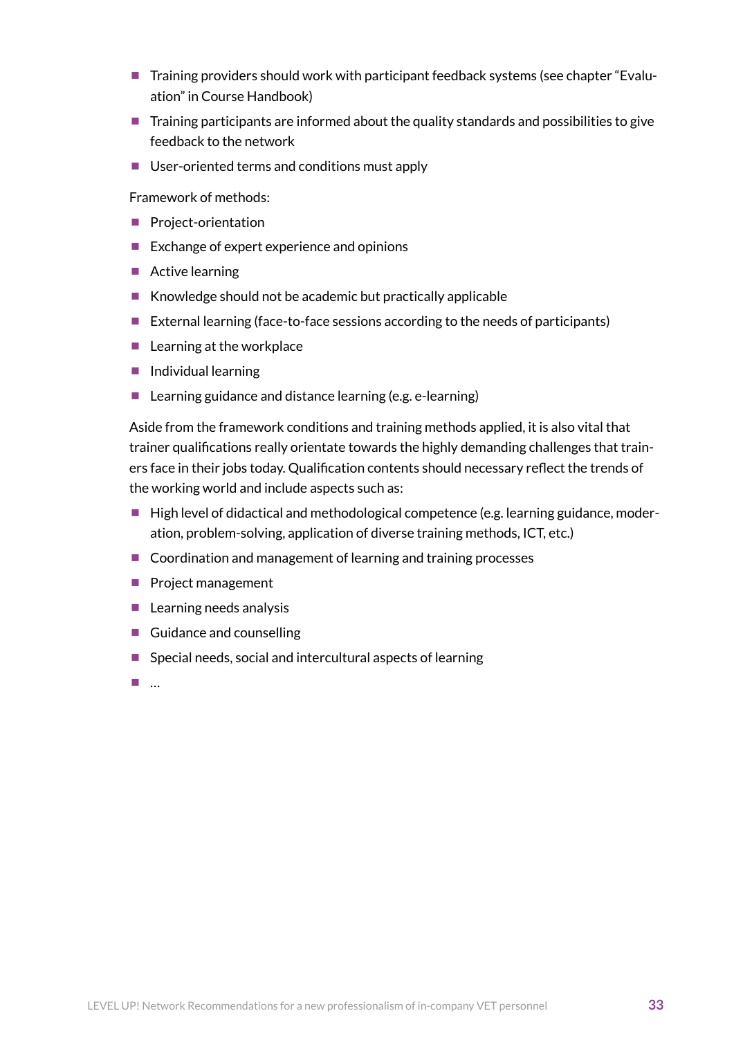- Training providers should work with participant feedback systems (see chapter "Evaluation" in Course Handbook)
- Training participants are informed about the quality standards and possibilities to give feedback to the network
- User-oriented terms and conditions must apply

Framework of methods:

- Project-orientation
- Exchange of expert experience and opinions
- Active learning
- Knowledge should not be academic but practically applicable
- External learning (face-to-face sessions according to the needs of participants)
- Learning at the workplace
- Individual learning
- Learning guidance and distance learning (e.g. e-learning)

Aside from the framework conditions and training methods applied, it is also vital that trainer qualifications really orientate towards the highly demanding challenges that trainers face in their jobs today. Qualification contents should necessary reflect the trends of the working world and include aspects such as:

- High level of didactical and methodological competence (e.g. learning guidance, moderation, problem-solving, application of diverse training methods, ICT, etc.)
- Coordination and management of learning and training processes
- Project management
- Learning needs analysis
- Guidance and counselling
- Special needs, social and intercultural aspects of learning
- …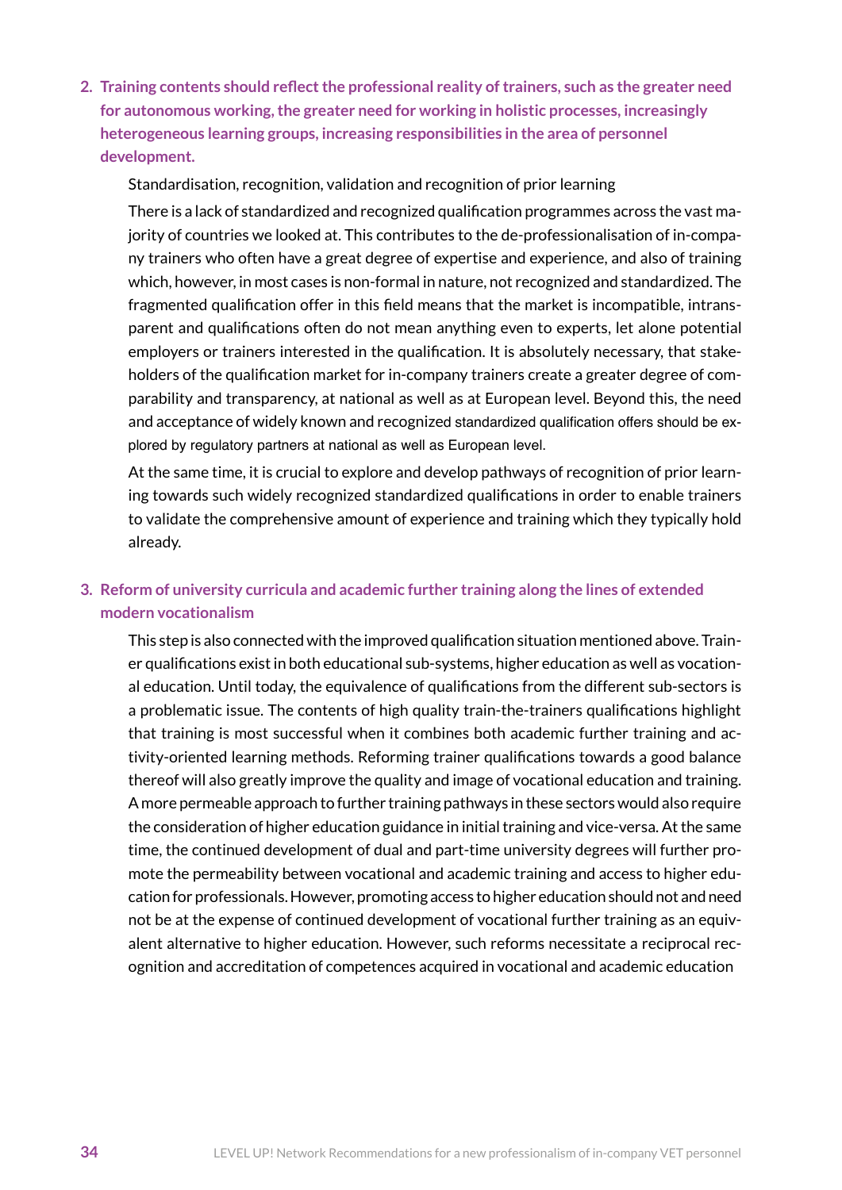2. **Training contents should reflect the professional reality of trainers, such as the greater need for autonomous working, the greater need for working in holistic processes, increasingly heterogeneous learning groups, increasing responsibilities in the area of personnel development.**

   Standardisation, recognition, validation and recognition of prior learning

   There is a lack of standardized and recognized qualification programmes across the vast majority of countries we looked at. This contributes to the de-professionalisation of in-company trainers who often have a great degree of expertise and experience, and also of training which, however, in most cases is non-formal in nature, not recognized and standardized. The fragmented qualification offer in this field means that the market is incompatible, intransparent and qualifications often do not mean anything even to experts, let alone potential employers or trainers interested in the qualification. It is absolutely necessary, that stakeholders of the qualification market for in-company trainers create a greater degree of comparability and transparency, at national as well as at European level. Beyond this, the need and acceptance of widely known and recognized standardized qualification offers should be explored by regulatory partners at national as well as European level.

   At the same time, it is crucial to explore and develop pathways of recognition of prior learning towards such widely recognized standardized qualifications in order to enable trainers to validate the comprehensive amount of experience and training which they typically hold already.

3. **Reform of university curricula and academic further training along the lines of extended modern vocationalism**

   This step is also connected with the improved qualification situation mentioned above. Trainer qualifications exist in both educational sub-systems, higher education as well as vocational education. Until today, the equivalence of qualifications from the different sub-sectors is a problematic issue. The contents of high quality train-the-trainers qualifications highlight that training is most successful when it combines both academic further training and activity-oriented learning methods. Reforming trainer qualifications towards a good balance thereof will also greatly improve the quality and image of vocational education and training. A more permeable approach to further training pathways in these sectors would also require the consideration of higher education guidance in initial training and vice-versa. At the same time, the continued development of dual and part-time university degrees will further promote the permeability between vocational and academic training and access to higher education for professionals. However, promoting access to higher education should not and need not be at the expense of continued development of vocational further training as an equivalent alternative to higher education. However, such reforms necessitate a reciprocal recognition and accreditation of competences acquired in vocational and academic education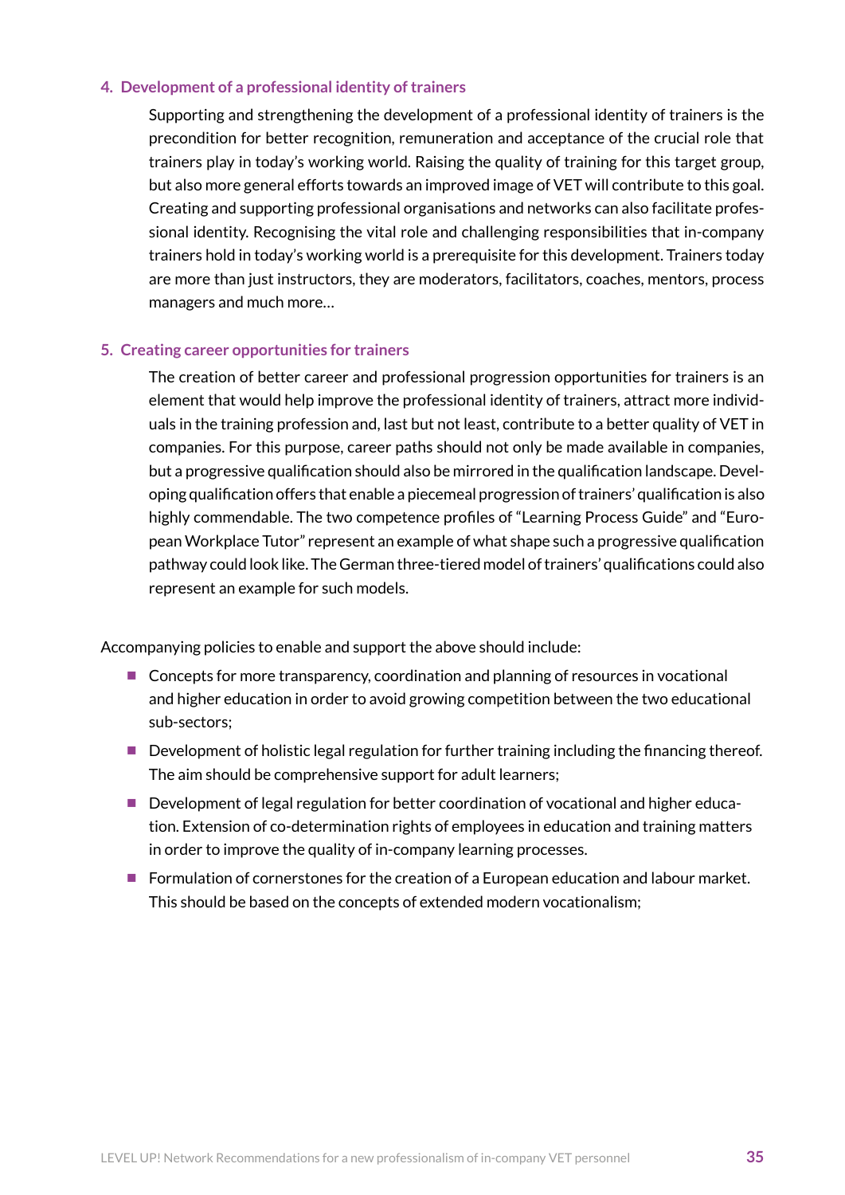4. **Development of a professional identity of trainers**

   Supporting and strengthening the development of a professional identity of trainers is the precondition for better recognition, remuneration and acceptance of the crucial role that trainers play in today's working world. Raising the quality of training for this target group, but also more general efforts towards an improved image of VET will contribute to this goal. Creating and supporting professional organisations and networks can also facilitate professional identity. Recognising the vital role and challenging responsibilities that in-company trainers hold in today's working world is a prerequisite for this development. Trainers today are more than just instructors, they are moderators, facilitators, coaches, mentors, process managers and much more…

5. **Creating career opportunities for trainers**

   The creation of better career and professional progression opportunities for trainers is an element that would help improve the professional identity of trainers, attract more individuals in the training profession and, last but not least, contribute to a better quality of VET in companies. For this purpose, career paths should not only be made available in companies, but a progressive qualification should also be mirrored in the qualification landscape. Developing qualification offers that enable a piecemeal progression of trainers' qualification is also highly commendable. The two competence profiles of "Learning Process Guide" and "European Workplace Tutor" represent an example of what shape such a progressive qualification pathway could look like. The German three-tiered model of trainers' qualifications could also represent an example for such models.

Accompanying policies to enable and support the above should include:

- Concepts for more transparency, coordination and planning of resources in vocational and higher education in order to avoid growing competition between the two educational sub-sectors;
- Development of holistic legal regulation for further training including the financing thereof. The aim should be comprehensive support for adult learners;
- Development of legal regulation for better coordination of vocational and higher education. Extension of co-determination rights of employees in education and training matters in order to improve the quality of in-company learning processes.
- Formulation of cornerstones for the creation of a European education and labour market. This should be based on the concepts of extended modern vocationalism;